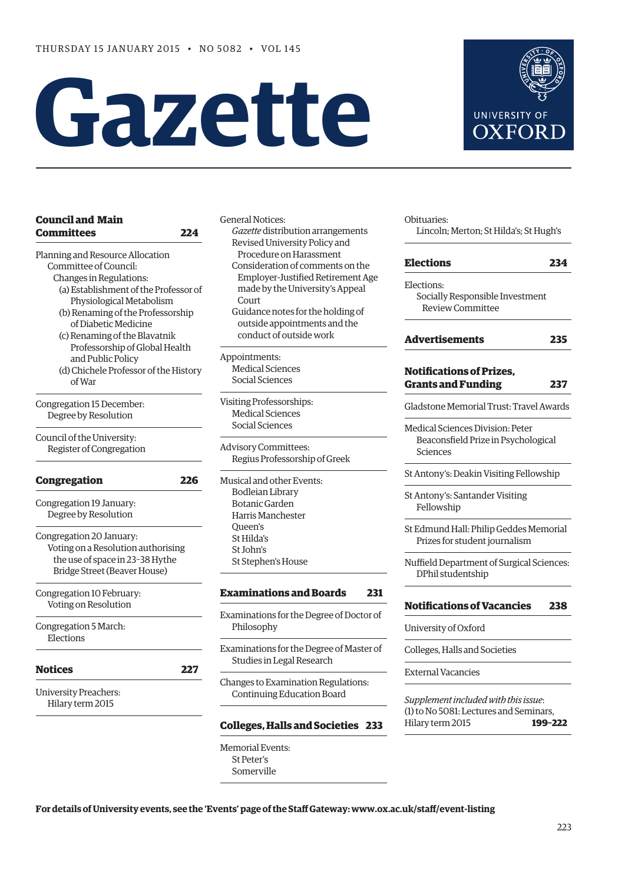THURSDAY 15 JANUARY 2015 • NO 5082 • VOL 145

# Gazette

UNIVERSITY OF OXFORD

**Council and Main Committees** **224**

Planning and Resource Allocation Committee of Council:
- Changes in Regulations:
  - (a) Establishment of the Professor of Physiological Metabolism
  - (b) Renaming of the Professorship of Diabetic Medicine
  - (c) Renaming of the Blavatnik Professorship of Global Health and Public Policy
  - (d) Chichele Professor of the History of War

Congregation 15 December:
- Degree by Resolution

Council of the University:
- Register of Congregation

**Congregation** **226**

Congregation 19 January:
- Degree by Resolution

Congregation 20 January:
- Voting on a Resolution authorising the use of space in 23–38 Hythe Bridge Street (Beaver House)

Congregation 10 February:
- Voting on Resolution

Congregation 5 March:
- Elections

**Notices** **227**

University Preachers:
- Hilary term 2015

General Notices:
- *Gazette* distribution arrangements
- Revised University Policy and Procedure on Harassment
- Consideration of comments on the Employer-Justified Retirement Age made by the University's Appeal Court
- Guidance notes for the holding of outside appointments and the conduct of outside work

Appointments:
- Medical Sciences
- Social Sciences

Visiting Professorships:
- Medical Sciences
- Social Sciences

Advisory Committees:
- Regius Professorship of Greek

Musical and other Events:
- Bodleian Library
- Botanic Garden
- Harris Manchester
- Queen's
- St Hilda's
- St John's
- St Stephen's House

**Examinations and Boards** **231**

Examinations for the Degree of Doctor of Philosophy

Examinations for the Degree of Master of Studies in Legal Research

Changes to Examination Regulations:
- Continuing Education Board

**Colleges, Halls and Societies** **233**

Memorial Events:
- St Peter's
- Somerville

Obituaries:
- Lincoln; Merton; St Hilda's; St Hugh's

**Elections** **234**

Elections:
- Socially Responsible Investment Review Committee

**Advertisements** **235**

**Notifications of Prizes, Grants and Funding** **237**

Gladstone Memorial Trust: Travel Awards

Medical Sciences Division: Peter Beaconsfield Prize in Psychological Sciences

St Antony's: Deakin Visiting Fellowship

St Antony's: Santander Visiting Fellowship

St Edmund Hall: Philip Geddes Memorial Prizes for student journalism

Nuffield Department of Surgical Sciences: DPhil studentship

**Notifications of Vacancies** **238**

University of Oxford

Colleges, Halls and Societies

External Vacancies

*Supplement included with this issue*:
(1) to No 5081: Lectures and Seminars, Hilary term 2015 **199–222**

**For details of University events, see the 'Events' page of the Staff Gateway: www.ox.ac.uk/staff/event-listing**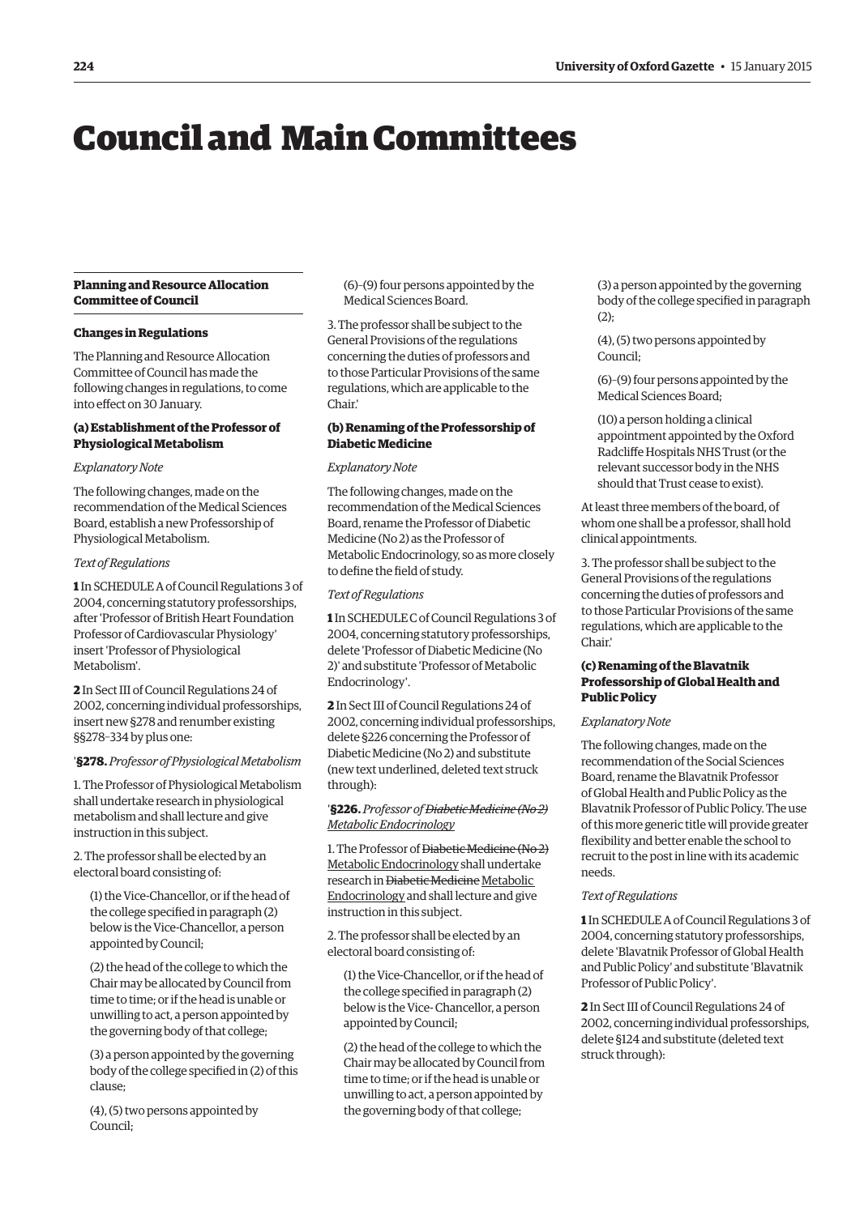# Council and Main Committees

## Planning and Resource Allocation Committee of Council

### Changes in Regulations

The Planning and Resource Allocation Committee of Council has made the following changes in regulations, to come into effect on 30 January.

#### (a) Establishment of the Professor of Physiological Metabolism

*Explanatory Note*

The following changes, made on the recommendation of the Medical Sciences Board, establish a new Professorship of Physiological Metabolism.

*Text of Regulations*

**1** In SCHEDULE A of Council Regulations 3 of 2004, concerning statutory professorships, after 'Professor of British Heart Foundation Professor of Cardiovascular Physiology' insert 'Professor of Physiological Metabolism'.

**2** In Sect III of Council Regulations 24 of 2002, concerning individual professorships, insert new §278 and renumber existing §§278–334 by plus one:

'**§278.** *Professor of Physiological Metabolism*

1. The Professor of Physiological Metabolism shall undertake research in physiological metabolism and shall lecture and give instruction in this subject.

2. The professor shall be elected by an electoral board consisting of:

(1) the Vice-Chancellor, or if the head of the college specified in paragraph (2) below is the Vice-Chancellor, a person appointed by Council;

(2) the head of the college to which the Chair may be allocated by Council from time to time; or if the head is unable or unwilling to act, a person appointed by the governing body of that college;

(3) a person appointed by the governing body of the college specified in (2) of this clause;

(4), (5) two persons appointed by Council;

(6)–(9) four persons appointed by the Medical Sciences Board.

3. The professor shall be subject to the General Provisions of the regulations concerning the duties of professors and to those Particular Provisions of the same regulations, which are applicable to the Chair.'

#### (b) Renaming of the Professorship of Diabetic Medicine

*Explanatory Note*

The following changes, made on the recommendation of the Medical Sciences Board, rename the Professor of Diabetic Medicine (No 2) as the Professor of Metabolic Endocrinology, so as more closely to define the field of study.

*Text of Regulations*

**1** In SCHEDULE C of Council Regulations 3 of 2004, concerning statutory professorships, delete 'Professor of Diabetic Medicine (No 2)' and substitute 'Professor of Metabolic Endocrinology'.

**2** In Sect III of Council Regulations 24 of 2002, concerning individual professorships, delete §226 concerning the Professor of Diabetic Medicine (No 2) and substitute (new text underlined, deleted text struck through):

'**§226.** *Professor of ~~Diabetic Medicine (No 2)~~ <u>Metabolic Endocrinology</u>*

1. The Professor of ~~Diabetic Medicine (No 2)~~ <u>Metabolic Endocrinology</u> shall undertake research in ~~Diabetic Medicine~~ <u>Metabolic Endocrinology</u> and shall lecture and give instruction in this subject.

2. The professor shall be elected by an electoral board consisting of:

(1) the Vice-Chancellor, or if the head of the college specified in paragraph (2) below is the Vice- Chancellor, a person appointed by Council;

(2) the head of the college to which the Chair may be allocated by Council from time to time; or if the head is unable or unwilling to act, a person appointed by the governing body of that college;

(3) a person appointed by the governing body of the college specified in paragraph (2);

(4), (5) two persons appointed by Council;

(6)–(9) four persons appointed by the Medical Sciences Board;

(10) a person holding a clinical appointment appointed by the Oxford Radcliffe Hospitals NHS Trust (or the relevant successor body in the NHS should that Trust cease to exist).

At least three members of the board, of whom one shall be a professor, shall hold clinical appointments.

3. The professor shall be subject to the General Provisions of the regulations concerning the duties of professors and to those Particular Provisions of the same regulations, which are applicable to the Chair.'

#### (c) Renaming of the Blavatnik Professorship of Global Health and Public Policy

*Explanatory Note*

The following changes, made on the recommendation of the Social Sciences Board, rename the Blavatnik Professor of Global Health and Public Policy as the Blavatnik Professor of Public Policy. The use of this more generic title will provide greater flexibility and better enable the school to recruit to the post in line with its academic needs.

*Text of Regulations*

**1** In SCHEDULE A of Council Regulations 3 of 2004, concerning statutory professorships, delete 'Blavatnik Professor of Global Health and Public Policy' and substitute 'Blavatnik Professor of Public Policy'.

**2** In Sect III of Council Regulations 24 of 2002, concerning individual professorships, delete §124 and substitute (deleted text struck through):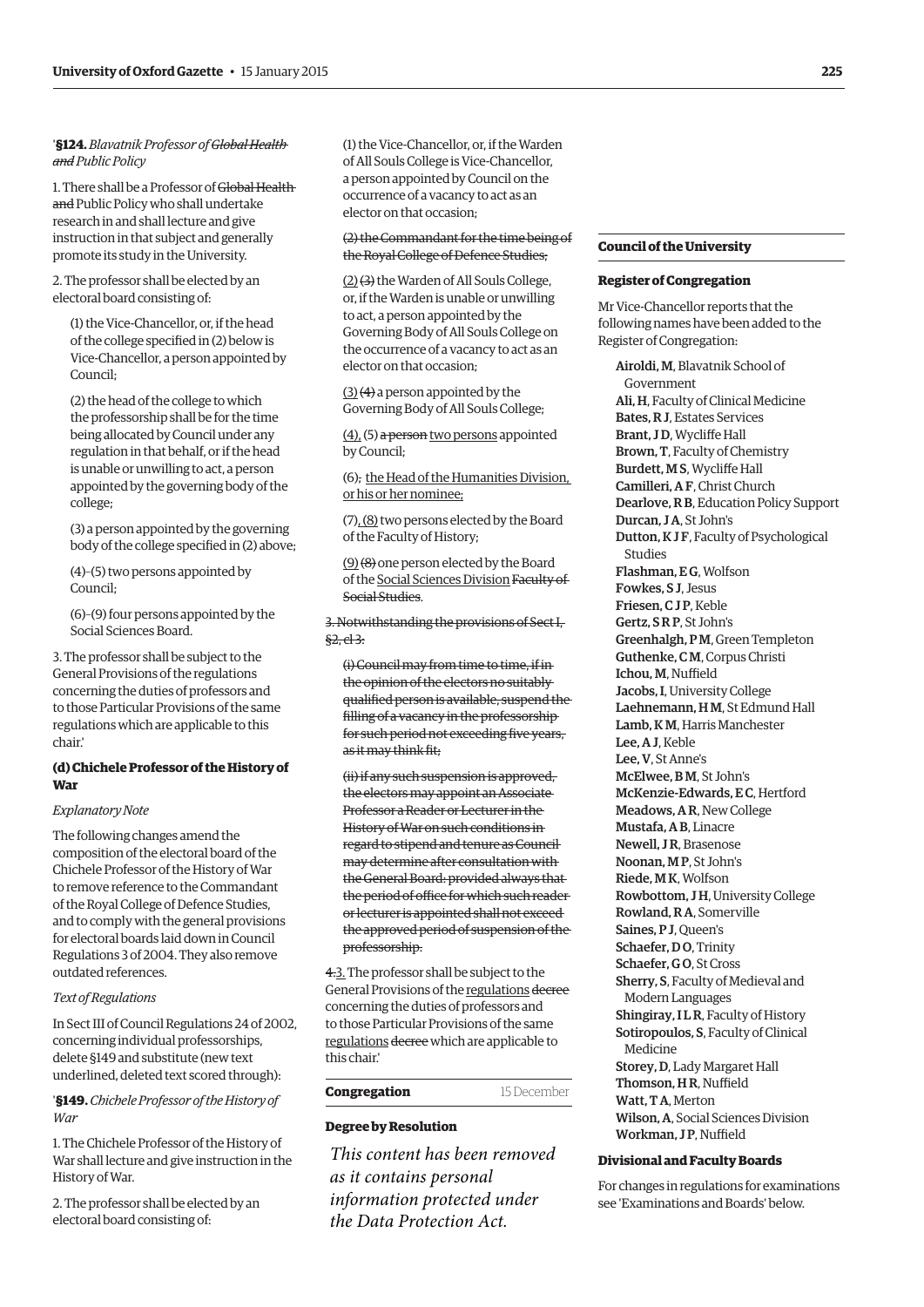'**§124.** *Blavatnik Professor of ~~Global Health and~~ Public Policy*

1. There shall be a Professor of ~~Global Health and~~ Public Policy who shall undertake research in and shall lecture and give instruction in that subject and generally promote its study in the University.

2. The professor shall be elected by an electoral board consisting of:

(1) the Vice-Chancellor, or, if the head of the college specified in (2) below is Vice-Chancellor, a person appointed by Council;

(2) the head of the college to which the professorship shall be for the time being allocated by Council under any regulation in that behalf, or if the head is unable or unwilling to act, a person appointed by the governing body of the college;

(3) a person appointed by the governing body of the college specified in (2) above;

(4)–(5) two persons appointed by Council;

(6)–(9) four persons appointed by the Social Sciences Board.

3. The professor shall be subject to the General Provisions of the regulations concerning the duties of professors and to those Particular Provisions of the same regulations which are applicable to this chair.'

### (d) Chichele Professor of the History of War

*Explanatory Note*

The following changes amend the composition of the electoral board of the Chichele Professor of the History of War to remove reference to the Commandant of the Royal College of Defence Studies, and to comply with the general provisions for electoral boards laid down in Council Regulations 3 of 2004. They also remove outdated references.

*Text of Regulations*

In Sect III of Council Regulations 24 of 2002, concerning individual professorships, delete §149 and substitute (new text underlined, deleted text scored through):

'**§149.** *Chichele Professor of the History of War*

1. The Chichele Professor of the History of War shall lecture and give instruction in the History of War.

2. The professor shall be elected by an electoral board consisting of:

(1) the Vice-Chancellor, or, if the Warden of All Souls College is Vice-Chancellor, a person appointed by Council on the occurrence of a vacancy to act as an elector on that occasion;

~~(2) the Commandant for the time being of the Royal College of Defence Studies;~~

<u>(2)</u> ~~(3)~~ the Warden of All Souls College, or, if the Warden is unable or unwilling to act, a person appointed by the Governing Body of All Souls College on the occurrence of a vacancy to act as an elector on that occasion;

<u>(3)</u> ~~(4)~~ a person appointed by the Governing Body of All Souls College;

<u>(4),</u> ~~(5)~~ ~~a person~~ <u>two persons</u> appointed by Council;

(6)~~,~~ <u>the Head of the Humanities Division, or his or her nominee;</u>

(7)<u>, (8)</u> two persons elected by the Board of the Faculty of History;

<u>(9)</u> ~~(8)~~ one person elected by the Board of the <u>Social Sciences Division</u> ~~Faculty of Social Studies~~.

~~3. Notwithstanding the provisions of Sect I, §2, cl 3:~~

~~(i) Council may from time to time, if in the opinion of the electors no suitably qualified person is available, suspend the filling of a vacancy in the professorship for such period not exceeding five years, as it may think fit;~~

~~(ii) if any such suspension is approved, the electors may appoint an Associate Professor a Reader or Lecturer in the History of War on such conditions in regard to stipend and tenure as Council may determine after consultation with the General Board: provided always that the period of office for which such reader or lecturer is appointed shall not exceed the approved period of suspension of the professorship.~~

~~4.~~<u>3.</u> The professor shall be subject to the General Provisions of the <u>regulations</u> ~~decree~~ concerning the duties of professors and to those Particular Provisions of the same <u>regulations</u> ~~decree~~ which are applicable to this chair.'

## Congregation — 15 December

### Degree by Resolution

*This content has been removed as it contains personal information protected under the Data Protection Act.*

## Council of the University

### Register of Congregation

Mr Vice-Chancellor reports that the following names have been added to the Register of Congregation:

**Airoldi, M**, Blavatnik School of Government
**Ali, H**, Faculty of Clinical Medicine
**Bates, R J**, Estates Services
**Brant, J D**, Wycliffe Hall
**Brown, T**, Faculty of Chemistry
**Burdett, M S**, Wycliffe Hall
**Camilleri, A F**, Christ Church
**Dearlove, R B**, Education Policy Support
**Durcan, J A**, St John's
**Dutton, K J F**, Faculty of Psychological Studies
**Flashman, E G**, Wolfson
**Fowkes, S J**, Jesus
**Friesen, C J P**, Keble
**Gertz, S R P**, St John's
**Greenhalgh, P M**, Green Templeton
**Guthenke, C M**, Corpus Christi
**Ichou, M**, Nuffield
**Jacobs, I**, University College
**Laehnemann, H M**, St Edmund Hall
**Lamb, K M**, Harris Manchester
**Lee, A J**, Keble
**Lee, V**, St Anne's
**McElwee, B M**, St John's
**McKenzie-Edwards, E C**, Hertford
**Meadows, A R**, New College
**Mustafa, A B**, Linacre
**Newell, J R**, Brasenose
**Noonan, M P**, St John's
**Riede, M K**, Wolfson
**Rowbottom, J H**, University College
**Rowland, R A**, Somerville
**Saines, P J**, Queen's
**Schaefer, D O**, Trinity
**Schaefer, G O**, St Cross
**Sherry, S**, Faculty of Medieval and Modern Languages
**Shingiray, I L R**, Faculty of History
**Sotiropoulos, S**, Faculty of Clinical Medicine
**Storey, D**, Lady Margaret Hall
**Thomson, H R**, Nuffield
**Watt, T A**, Merton
**Wilson, A**, Social Sciences Division
**Workman, J P**, Nuffield

### Divisional and Faculty Boards

For changes in regulations for examinations see 'Examinations and Boards' below.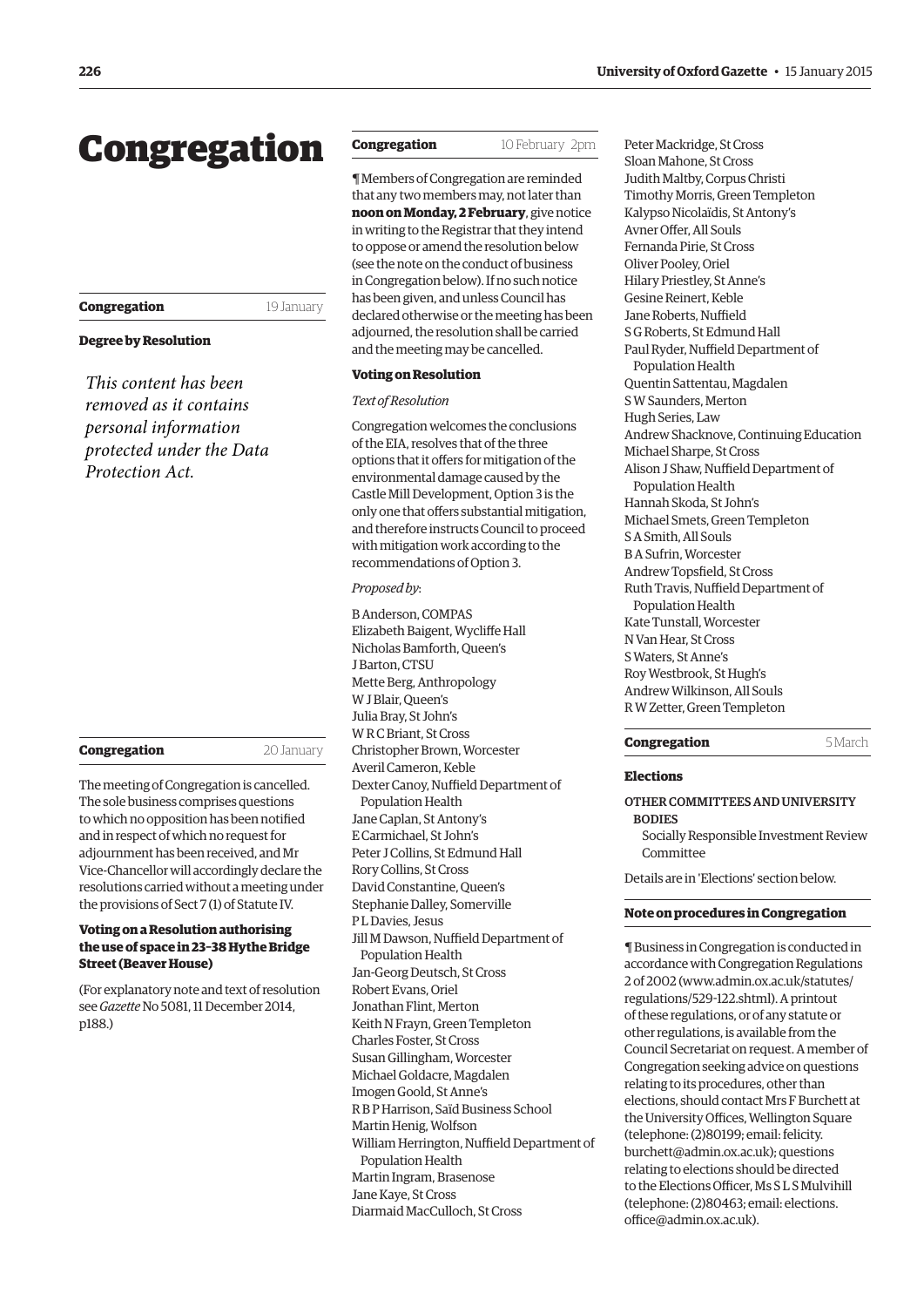# Congregation

**Congregation** 19 January

### Degree by Resolution

*This content has been removed as it contains personal information protected under the Data Protection Act.*

**Congregation** 20 January

The meeting of Congregation is cancelled. The sole business comprises questions to which no opposition has been notified and in respect of which no request for adjournment has been received, and Mr Vice-Chancellor will accordingly declare the resolutions carried without a meeting under the provisions of Sect 7 (1) of Statute IV.

### Voting on a Resolution authorising the use of space in 23–38 Hythe Bridge Street (Beaver House)

(For explanatory note and text of resolution see *Gazette* No 5081, 11 December 2014, p188.)

**Congregation** 10 February 2pm

¶ Members of Congregation are reminded that any two members may, not later than **noon on Monday, 2 February**, give notice in writing to the Registrar that they intend to oppose or amend the resolution below (see the note on the conduct of business in Congregation below). If no such notice has been given, and unless Council has declared otherwise or the meeting has been adjourned, the resolution shall be carried and the meeting may be cancelled.

### Voting on Resolution

*Text of Resolution*

Congregation welcomes the conclusions of the EIA, resolves that of the three options that it offers for mitigation of the environmental damage caused by the Castle Mill Development, Option 3 is the only one that offers substantial mitigation, and therefore instructs Council to proceed with mitigation work according to the recommendations of Option 3.

*Proposed by*:

B Anderson, COMPAS
Elizabeth Baigent, Wycliffe Hall
Nicholas Bamforth, Queen's
J Barton, CTSU
Mette Berg, Anthropology
W J Blair, Queen's
Julia Bray, St John's
W R C Briant, St Cross
Christopher Brown, Worcester
Averil Cameron, Keble
Dexter Canoy, Nuffield Department of Population Health
Jane Caplan, St Antony's
E Carmichael, St John's
Peter J Collins, St Edmund Hall
Rory Collins, St Cross
David Constantine, Queen's
Stephanie Dalley, Somerville
P L Davies, Jesus
Jill M Dawson, Nuffield Department of Population Health
Jan-Georg Deutsch, St Cross
Robert Evans, Oriel
Jonathan Flint, Merton
Keith N Frayn, Green Templeton
Charles Foster, St Cross
Susan Gillingham, Worcester
Michael Goldacre, Magdalen
Imogen Goold, St Anne's
R B P Harrison, Saïd Business School
Martin Henig, Wolfson
William Herrington, Nuffield Department of Population Health
Martin Ingram, Brasenose
Jane Kaye, St Cross
Diarmaid MacCulloch, St Cross
Peter Mackridge, St Cross
Sloan Mahone, St Cross
Judith Maltby, Corpus Christi
Timothy Morris, Green Templeton
Kalypso Nicolaïdis, St Antony's
Avner Offer, All Souls
Fernanda Pirie, St Cross
Oliver Pooley, Oriel
Hilary Priestley, St Anne's
Gesine Reinert, Keble
Jane Roberts, Nuffield
S G Roberts, St Edmund Hall
Paul Ryder, Nuffield Department of Population Health
Quentin Sattentau, Magdalen
S W Saunders, Merton
Hugh Series, Law
Andrew Shacknove, Continuing Education
Michael Sharpe, St Cross
Alison J Shaw, Nuffield Department of Population Health
Hannah Skoda, St John's
Michael Smets, Green Templeton
S A Smith, All Souls
B A Sufrin, Worcester
Andrew Topsfield, St Cross
Ruth Travis, Nuffield Department of Population Health
Kate Tunstall, Worcester
N Van Hear, St Cross
S Waters, St Anne's
Roy Westbrook, St Hugh's
Andrew Wilkinson, All Souls
R W Zetter, Green Templeton

**Congregation** 5 March

### Elections

OTHER COMMITTEES AND UNIVERSITY BODIES
Socially Responsible Investment Review Committee

Details are in 'Elections' section below.

### Note on procedures in Congregation

¶ Business in Congregation is conducted in accordance with Congregation Regulations 2 of 2002 (www.admin.ox.ac.uk/statutes/regulations/529-122.shtml). A printout of these regulations, or of any statute or other regulations, is available from the Council Secretariat on request. A member of Congregation seeking advice on questions relating to its procedures, other than elections, should contact Mrs F Burchett at the University Offices, Wellington Square (telephone: (2)80199; email: felicity.burchett@admin.ox.ac.uk); questions relating to elections should be directed to the Elections Officer, Ms S L S Mulvihill (telephone: (2)80463; email: elections.office@admin.ox.ac.uk).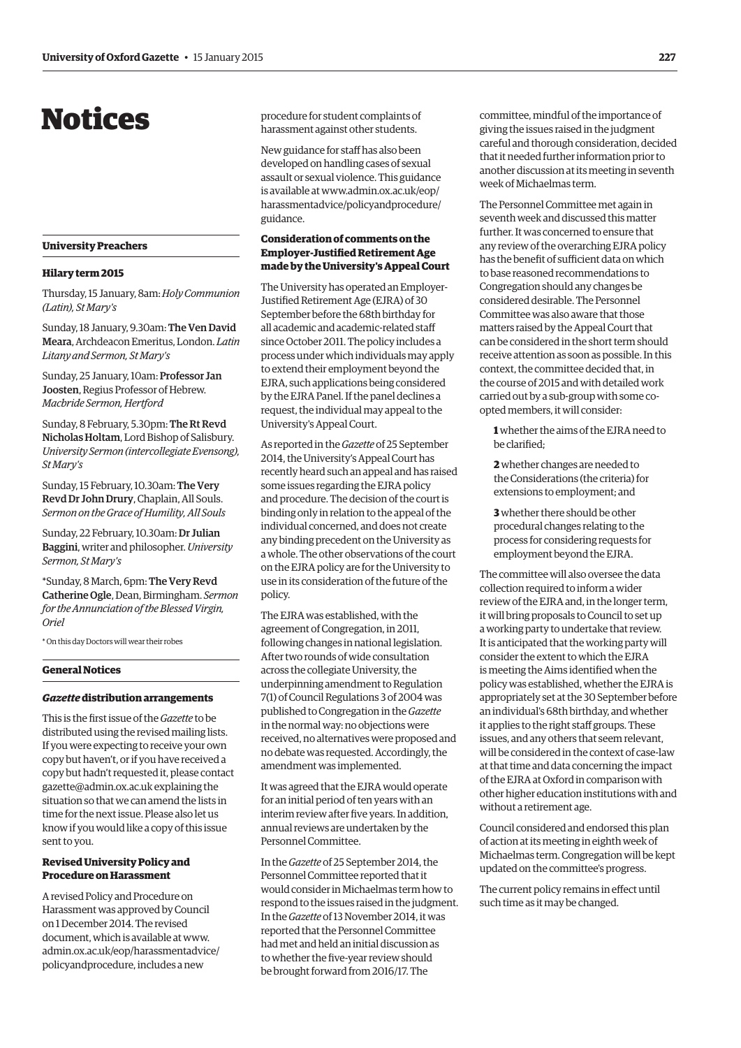# Notices

## University Preachers

### Hilary term 2015

Thursday, 15 January, 8am: *Holy Communion (Latin), St Mary's*

Sunday, 18 January, 9.30am: **The Ven David Meara**, Archdeacon Emeritus, London. *Latin Litany and Sermon, St Mary's*

Sunday, 25 January, 10am: **Professor Jan Joosten**, Regius Professor of Hebrew. *Macbride Sermon, Hertford*

Sunday, 8 February, 5.30pm: **The Rt Revd Nicholas Holtam**, Lord Bishop of Salisbury. *University Sermon (intercollegiate Evensong), St Mary's*

Sunday, 15 February, 10.30am: **The Very Revd Dr John Drury**, Chaplain, All Souls. *Sermon on the Grace of Humility, All Souls*

Sunday, 22 February, 10.30am: **Dr Julian Baggini**, writer and philosopher. *University Sermon, St Mary's*

*Sunday, 8 March, 6pm: **The Very Revd Catherine Ogle**, Dean, Birmingham. *Sermon for the Annunciation of the Blessed Virgin, Oriel*

* On this day Doctors will wear their robes

## General Notices

### *Gazette* distribution arrangements

This is the first issue of the *Gazette* to be distributed using the revised mailing lists. If you were expecting to receive your own copy but haven't, or if you have received a copy but hadn't requested it, please contact gazette@admin.ox.ac.uk explaining the situation so that we can amend the lists in time for the next issue. Please also let us know if you would like a copy of this issue sent to you.

### Revised University Policy and Procedure on Harassment

A revised Policy and Procedure on Harassment was approved by Council on 1 December 2014. The revised document, which is available at www.admin.ox.ac.uk/eop/harassmentadvice/policyandprocedure, includes a new procedure for student complaints of harassment against other students.

New guidance for staff has also been developed on handling cases of sexual assault or sexual violence. This guidance is available at www.admin.ox.ac.uk/eop/harassmentadvice/policyandprocedure/guidance.

### Consideration of comments on the Employer-Justified Retirement Age made by the University's Appeal Court

The University has operated an Employer-Justified Retirement Age (EJRA) of 30 September before the 68th birthday for all academic and academic-related staff since October 2011. The policy includes a process under which individuals may apply to extend their employment beyond the EJRA, such applications being considered by the EJRA Panel. If the panel declines a request, the individual may appeal to the University's Appeal Court.

As reported in the *Gazette* of 25 September 2014, the University's Appeal Court has recently heard such an appeal and has raised some issues regarding the EJRA policy and procedure. The decision of the court is binding only in relation to the appeal of the individual concerned, and does not create any binding precedent on the University as a whole. The other observations of the court on the EJRA policy are for the University to use in its consideration of the future of the policy.

The EJRA was established, with the agreement of Congregation, in 2011, following changes in national legislation. After two rounds of wide consultation across the collegiate University, the underpinning amendment to Regulation 7(1) of Council Regulations 3 of 2004 was published to Congregation in the *Gazette* in the normal way: no objections were received, no alternatives were proposed and no debate was requested. Accordingly, the amendment was implemented.

It was agreed that the EJRA would operate for an initial period of ten years with an interim review after five years. In addition, annual reviews are undertaken by the Personnel Committee.

In the *Gazette* of 25 September 2014, the Personnel Committee reported that it would consider in Michaelmas term how to respond to the issues raised in the judgment. In the *Gazette* of 13 November 2014, it was reported that the Personnel Committee had met and held an initial discussion as to whether the five-year review should be brought forward from 2016/17. The committee, mindful of the importance of giving the issues raised in the judgment careful and thorough consideration, decided that it needed further information prior to another discussion at its meeting in seventh week of Michaelmas term.

The Personnel Committee met again in seventh week and discussed this matter further. It was concerned to ensure that any review of the overarching EJRA policy has the benefit of sufficient data on which to base reasoned recommendations to Congregation should any changes be considered desirable. The Personnel Committee was also aware that those matters raised by the Appeal Court that can be considered in the short term should receive attention as soon as possible. In this context, the committee decided that, in the course of 2015 and with detailed work carried out by a sub-group with some co-opted members, it will consider:

**1** whether the aims of the EJRA need to be clarified;

**2** whether changes are needed to the Considerations (the criteria) for extensions to employment; and

**3** whether there should be other procedural changes relating to the process for considering requests for employment beyond the EJRA.

The committee will also oversee the data collection required to inform a wider review of the EJRA and, in the longer term, it will bring proposals to Council to set up a working party to undertake that review. It is anticipated that the working party will consider the extent to which the EJRA is meeting the Aims identified when the policy was established, whether the EJRA is appropriately set at the 30 September before an individual's 68th birthday, and whether it applies to the right staff groups. These issues, and any others that seem relevant, will be considered in the context of case-law at that time and data concerning the impact of the EJRA at Oxford in comparison with other higher education institutions with and without a retirement age.

Council considered and endorsed this plan of action at its meeting in eighth week of Michaelmas term. Congregation will be kept updated on the committee's progress.

The current policy remains in effect until such time as it may be changed.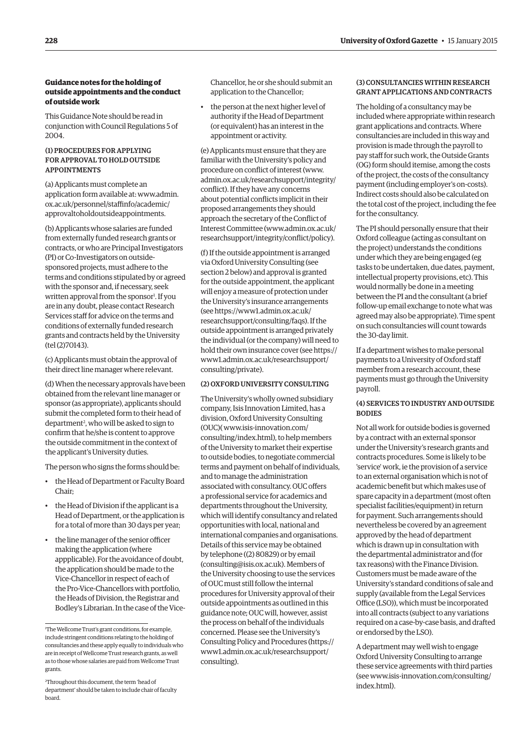## Guidance notes for the holding of outside appointments and the conduct of outside work

This Guidance Note should be read in conjunction with Council Regulations 5 of 2004.

### (1) PROCEDURES FOR APPLYING FOR APPROVAL TO HOLD OUTSIDE APPOINTMENTS

(a) Applicants must complete an application form available at: www.admin.ox.ac.uk/personnel/staffinfo/academic/approvaltoholdoutsideappointments.

(b) Applicants whose salaries are funded from externally funded research grants or contracts, or who are Principal Investigators (PI) or Co-Investigators on outside-sponsored projects, must adhere to the terms and conditions stipulated by or agreed with the sponsor and, if necessary, seek written approval from the sponsor[1]. If you are in any doubt, please contact Research Services staff for advice on the terms and conditions of externally funded research grants and contracts held by the University (tel (2)70143).

(c) Applicants must obtain the approval of their direct line manager where relevant.

(d) When the necessary approvals have been obtained from the relevant line manager or sponsor (as appropriate), applicants should submit the completed form to their head of department[2], who will be asked to sign to confirm that he/she is content to approve the outside commitment in the context of the applicant's University duties.

The person who signs the forms should be:

- the Head of Department or Faculty Board Chair;
- the Head of Division if the applicant is a Head of Department, or the application is for a total of more than 30 days per year;
- the line manager of the senior officer making the application (where appplicable). For the avoidance of doubt, the application should be made to the Vice-Chancellor in respect of each of the Pro-Vice-Chancellors with portfolio, the Heads of Division, the Registrar and Bodley's Librarian. In the case of the Vice-Chancellor, he or she should submit an application to the Chancellor;
- the person at the next higher level of authority if the Head of Department (or equivalent) has an interest in the appointment or activity.

(e) Applicants must ensure that they are familiar with the University's policy and procedure on conflict of interest (www.admin.ox.ac.uk/researchsupport/integrity/conflict). If they have any concerns about potential conflicts implicit in their proposed arrangements they should approach the secretary of the Conflict of Interest Committee (www.admin.ox.ac.uk/researchsupport/integrity/conflict/policy).

(f) If the outside appointment is arranged via Oxford University Consulting (see section 2 below) and approval is granted for the outside appointment, the applicant will enjoy a measure of protection under the University's insurance arrangements (see https://www1.admin.ox.ac.uk/researchsupport/consulting/faqs). If the outside appointment is arranged privately the individual (or the company) will need to hold their own insurance cover (see https://www1.admin.ox.ac.uk/researchsupport/consulting/private).

### (2) OXFORD UNIVERSITY CONSULTING

The University's wholly owned subsidiary company, Isis Innovation Limited, has a division, Oxford University Consulting (OUC)( www.isis-innovation.com/consulting/index.html), to help members of the University to market their expertise to outside bodies, to negotiate commercial terms and payment on behalf of individuals, and to manage the administration associated with consultancy. OUC offers a professional service for academics and departments throughout the University, which will identify consultancy and related opportunities with local, national and international companies and organisations. Details of this service may be obtained by telephone ((2) 80829) or by email (consulting@isis.ox.ac.uk). Members of the University choosing to use the services of OUC must still follow the internal procedures for University approval of their outside appointments as outlined in this guidance note; OUC will, however, assist the process on behalf of the individuals concerned. Please see the University's Consulting Policy and Procedures (https://www1.admin.ox.ac.uk/researchsupport/consulting).

### (3) CONSULTANCIES WITHIN RESEARCH GRANT APPLICATIONS AND CONTRACTS

The holding of a consultancy may be included where appropriate within research grant applications and contracts. Where consultancies are included in this way and provision is made through the payroll to pay staff for such work, the Outside Grants (OG) form should itemise, among the costs of the project, the costs of the consultancy payment (including employer's on-costs). Indirect costs should also be calculated on the total cost of the project, including the fee for the consultancy.

The PI should personally ensure that their Oxford colleague (acting as consultant on the project) understands the conditions under which they are being engaged (eg tasks to be undertaken, due dates, payment, intellectual property provisions, etc). This would normally be done in a meeting between the PI and the consultant (a brief follow-up email exchange to note what was agreed may also be appropriate). Time spent on such consultancies will count towards the 30-day limit.

If a department wishes to make personal payments to a University of Oxford staff member from a research account, these payments must go through the University payroll.

### (4) SERVICES TO INDUSTRY AND OUTSIDE BODIES

Not all work for outside bodies is governed by a contract with an external sponsor under the University's research grants and contracts procedures. Some is likely to be 'service' work, ie the provision of a service to an external organisation which is not of academic benefit but which makes use of spare capacity in a department (most often specialist facilities/equipment) in return for payment. Such arrangements should nevertheless be covered by an agreement approved by the head of department which is drawn up in consultation with the departmental administrator and (for tax reasons) with the Finance Division. Customers must be made aware of the University's standard conditions of sale and supply (available from the Legal Services Office (LSO)), which must be incorporated into all contracts (subject to any variations required on a case-by-case basis, and drafted or endorsed by the LSO).

A department may well wish to engage Oxford University Consulting to arrange these service agreements with third parties (see www.isis-innovation.com/consulting/index.html).

---

[1] The Wellcome Trust's grant conditions, for example, include stringent conditions relating to the holding of consultancies and these apply equally to individuals who are in receipt of Wellcome Trust research grants, as well as to those whose salaries are paid from Wellcome Trust grants.

[2] Throughout this document, the term 'head of department' should be taken to include chair of faculty board.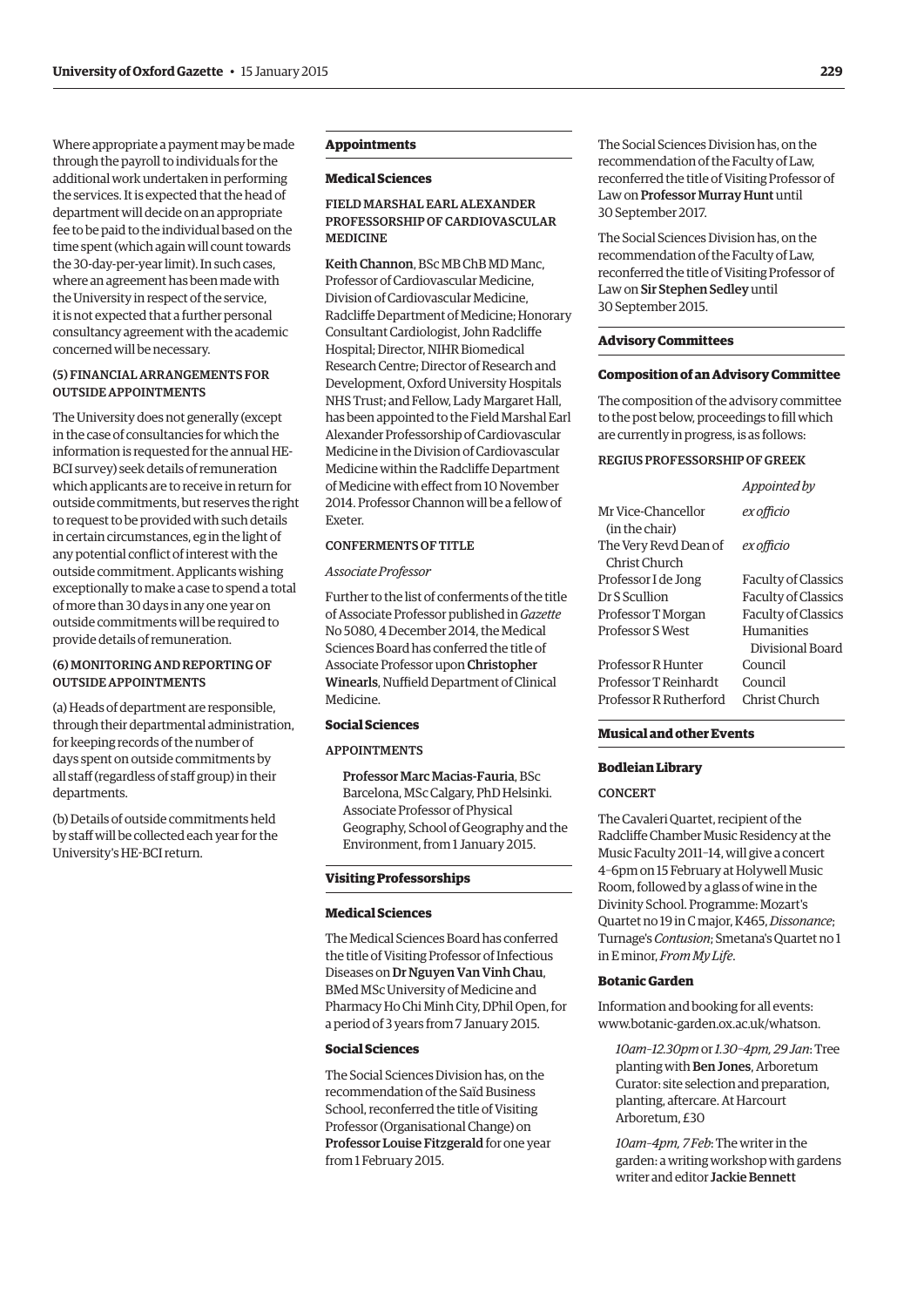Where appropriate a payment may be made through the payroll to individuals for the additional work undertaken in performing the services. It is expected that the head of department will decide on an appropriate fee to be paid to the individual based on the time spent (which again will count towards the 30-day-per-year limit). In such cases, where an agreement has been made with the University in respect of the service, it is not expected that a further personal consultancy agreement with the academic concerned will be necessary.

#### (5) FINANCIAL ARRANGEMENTS FOR OUTSIDE APPOINTMENTS

The University does not generally (except in the case of consultancies for which the information is requested for the annual HE-BCI survey) seek details of remuneration which applicants are to receive in return for outside commitments, but reserves the right to request to be provided with such details in certain circumstances, eg in the light of any potential conflict of interest with the outside commitment. Applicants wishing exceptionally to make a case to spend a total of more than 30 days in any one year on outside commitments will be required to provide details of remuneration.

#### (6) MONITORING AND REPORTING OF OUTSIDE APPOINTMENTS

(a) Heads of department are responsible, through their departmental administration, for keeping records of the number of days spent on outside commitments by all staff (regardless of staff group) in their departments.

(b) Details of outside commitments held by staff will be collected each year for the University's HE-BCI return.

## Appointments

### Medical Sciences

#### FIELD MARSHAL EARL ALEXANDER PROFESSORSHIP OF CARDIOVASCULAR MEDICINE

**Keith Channon**, BSc MB ChB MD Manc, Professor of Cardiovascular Medicine, Division of Cardiovascular Medicine, Radcliffe Department of Medicine; Honorary Consultant Cardiologist, John Radcliffe Hospital; Director, NIHR Biomedical Research Centre; Director of Research and Development, Oxford University Hospitals NHS Trust; and Fellow, Lady Margaret Hall, has been appointed to the Field Marshal Earl Alexander Professorship of Cardiovascular Medicine in the Division of Cardiovascular Medicine within the Radcliffe Department of Medicine with effect from 10 November 2014. Professor Channon will be a fellow of Exeter.

#### CONFERMENTS OF TITLE

*Associate Professor*

Further to the list of conferments of the title of Associate Professor published in *Gazette* No 5080, 4 December 2014, the Medical Sciences Board has conferred the title of Associate Professor upon **Christopher Winearls**, Nuffield Department of Clinical Medicine.

### Social Sciences

#### APPOINTMENTS

**Professor Marc Macias-Fauria**, BSc Barcelona, MSc Calgary, PhD Helsinki. Associate Professor of Physical Geography, School of Geography and the Environment, from 1 January 2015.

## Visiting Professorships

### Medical Sciences

The Medical Sciences Board has conferred the title of Visiting Professor of Infectious Diseases on **Dr Nguyen Van Vinh Chau**, BMed MSc University of Medicine and Pharmacy Ho Chi Minh City, DPhil Open, for a period of 3 years from 7 January 2015.

### Social Sciences

The Social Sciences Division has, on the recommendation of the Saïd Business School, reconferred the title of Visiting Professor (Organisational Change) on **Professor Louise Fitzgerald** for one year from 1 February 2015.

The Social Sciences Division has, on the recommendation of the Faculty of Law, reconferred the title of Visiting Professor of Law on **Professor Murray Hunt** until 30 September 2017.

The Social Sciences Division has, on the recommendation of the Faculty of Law, reconferred the title of Visiting Professor of Law on **Sir Stephen Sedley** until 30 September 2015.

## Advisory Committees

### Composition of an Advisory Committee

The composition of the advisory committee to the post below, proceedings to fill which are currently in progress, is as follows:

#### REGIUS PROFESSORSHIP OF GREEK

| | *Appointed by* |
|---|---|
| Mr Vice-Chancellor (in the chair) | *ex officio* |
| The Very Revd Dean of Christ Church | *ex officio* |
| Professor I de Jong | Faculty of Classics |
| Dr S Scullion | Faculty of Classics |
| Professor T Morgan | Faculty of Classics |
| Professor S West | Humanities Divisional Board |
| Professor R Hunter | Council |
| Professor T Reinhardt | Council |
| Professor R Rutherford | Christ Church |

## Musical and other Events

### Bodleian Library

#### CONCERT

The Cavaleri Quartet, recipient of the Radcliffe Chamber Music Residency at the Music Faculty 2011–14, will give a concert 4–6pm on 15 February at Holywell Music Room, followed by a glass of wine in the Divinity School. Programme: Mozart's Quartet no 19 in C major, K465, *Dissonance*; Turnage's *Contusion*; Smetana's Quartet no 1 in E minor, *From My Life*.

### Botanic Garden

Information and booking for all events: www.botanic-garden.ox.ac.uk/whatson.

*10am–12.30pm* or *1.30–4pm, 29 Jan*: Tree planting with **Ben Jones**, Arboretum Curator: site selection and preparation, planting, aftercare. At Harcourt Arboretum, £30

*10am–4pm, 7 Feb*: The writer in the garden: a writing workshop with gardens writer and editor **Jackie Bennett**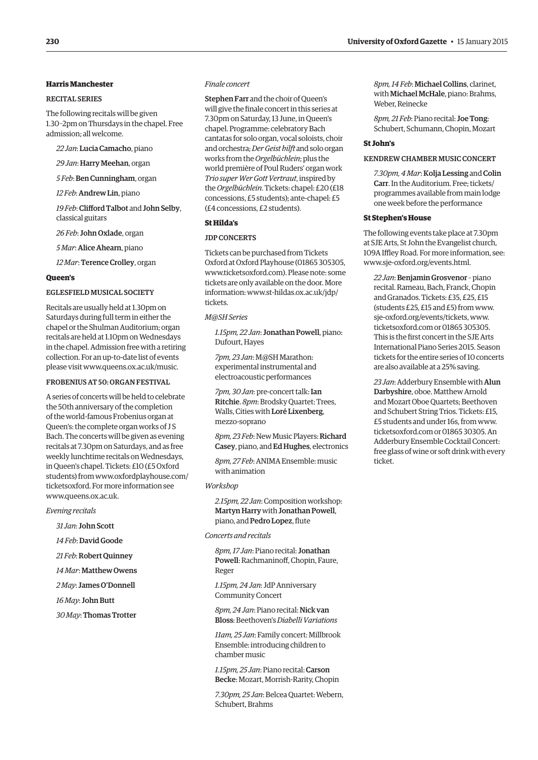### Harris Manchester

#### RECITAL SERIES

The following recitals will be given 1.30–2pm on Thursdays in the chapel. Free admission; all welcome.

*22 Jan*: **Lucia Camacho**, piano

*29 Jan*: **Harry Meehan**, organ

*5 Feb*: **Ben Cunningham**, organ

*12 Feb*: **Andrew Lin**, piano

*19 Feb*: **Clifford Talbot** and **John Selby**, classical guitars

*26 Feb*: **John Oxlade**, organ

*5 Mar*: **Alice Ahearn**, piano

*12 Mar*: **Terence Crolley**, organ

### Queen's

#### EGLESFIELD MUSICAL SOCIETY

Recitals are usually held at 1.30pm on Saturdays during full term in either the chapel or the Shulman Auditorium; organ recitals are held at 1.10pm on Wednesdays in the chapel. Admission free with a retiring collection. For an up-to-date list of events please visit www.queens.ox.ac.uk/music.

#### FROBENIUS AT 50: ORGAN FESTIVAL

A series of concerts will be held to celebrate the 50th anniversary of the completion of the world-famous Frobenius organ at Queen's: the complete organ works of J S Bach. The concerts will be given as evening recitals at 7.30pm on Saturdays, and as free weekly lunchtime recitals on Wednesdays, in Queen's chapel. Tickets: £10 (£5 Oxford students) from www.oxfordplayhouse.com/ticketsoxford. For more information see www.queens.ox.ac.uk.

*Evening recitals*

*31 Jan*: **John Scott**

*14 Feb*: **David Goode**

*21 Feb*: **Robert Quinney**

*14 Mar*: **Matthew Owens**

*2 May*: **James O'Donnell**

*16 May*: **John Butt**

*30 May*: **Thomas Trotter**

*Finale concert*

**Stephen Farr** and the choir of Queen's will give the finale concert in this series at 7.30pm on Saturday, 13 June, in Queen's chapel. Programme: celebratory Bach cantatas for solo organ, vocal soloists, choir and orchestra; *Der Geist hilft* and solo organ works from the *Orgelbüchlein*; plus the world première of Poul Ruders' organ work *Trio super Wer Gott Vertraut*, inspired by the *Orgelbüchlein*. Tickets: chapel: £20 (£18 concessions, £5 students); ante-chapel: £5 (£4 concessions, £2 students).

### St Hilda's

#### JDP CONCERTS

Tickets can be purchased from Tickets Oxford at Oxford Playhouse (01865 305305, www.ticketsoxford.com). Please note: some tickets are only available on the door. More information: www.st-hildas.ox.ac.uk/jdp/tickets.

*M@SH Series*

*1.15pm, 22 Jan*: **Jonathan Powell**, piano: Dufourt, Hayes

*7pm, 23 Jan*: M@SH Marathon: experimental instrumental and electroacoustic performances

*7pm, 30 Jan*: pre-concert talk: **Ian Ritchie**. *8pm*: Brodsky Quartet: Trees, Walls, Cities with **Loré Lixenberg**, mezzo-soprano

*8pm, 23 Feb*: New Music Players: **Richard Casey**, piano, and **Ed Hughes**, electronics

*8pm, 27 Feb*: ANIMA Ensemble: music with animation

*Workshop*

*2.15pm, 22 Jan*: Composition workshop: **Martyn Harry** with **Jonathan Powell**, piano, and **Pedro Lopez**, flute

*Concerts and recitals*

*8pm, 17 Jan*: Piano recital: **Jonathan Powell**: Rachmaninoff, Chopin, Faure, Reger

*1.15pm, 24 Jan*: JdP Anniversary Community Concert

*8pm, 24 Jan*: Piano recital: **Nick van Bloss**: Beethoven's *Diabelli Variations*

*11am, 25 Jan*: Family concert: Millbrook Ensemble: introducing children to chamber music

*1.15pm, 25 Jan*: Piano recital: **Carson Becke**: Mozart, Morrish-Rarity, Chopin

*7.30pm, 25 Jan*: Belcea Quartet: Webern, Schubert, Brahms

*8pm, 14 Feb*: **Michael Collins**, clarinet, with **Michael McHale**, piano: Brahms, Weber, Reinecke

*8pm, 21 Feb*: Piano recital: **Joe Tong**: Schubert, Schumann, Chopin, Mozart

### St John's

#### KENDREW CHAMBER MUSIC CONCERT

*7.30pm, 4 Mar*: **Kolja Lessing** and **Colin Carr**. In the Auditorium. Free; tickets/programmes available from main lodge one week before the performance

### St Stephen's House

The following events take place at 7.30pm at SJE Arts, St John the Evangelist church, 109A Iffley Road. For more information, see: www.sje-oxford.org/events.html.

*22 Jan*: **Benjamin Grosvenor** – piano recital. Rameau, Bach, Franck, Chopin and Granados. Tickets: £35, £25, £15 (students £25, £15 and £5) from www.sje-oxford.org/events/tickets, www.ticketsoxford.com or 01865 305305. This is the first concert in the SJE Arts International Piano Series 2015. Season tickets for the entire series of 10 concerts are also available at a 25% saving.

*23 Jan*: Adderbury Ensemble with **Alun Darbyshire**, oboe. Matthew Arnold and Mozart Oboe Quartets; Beethoven and Schubert String Trios. Tickets: £15, £5 students and under 16s, from www.ticketsoxford.com or 01865 30305. An Adderbury Ensemble Cocktail Concert: free glass of wine or soft drink with every ticket.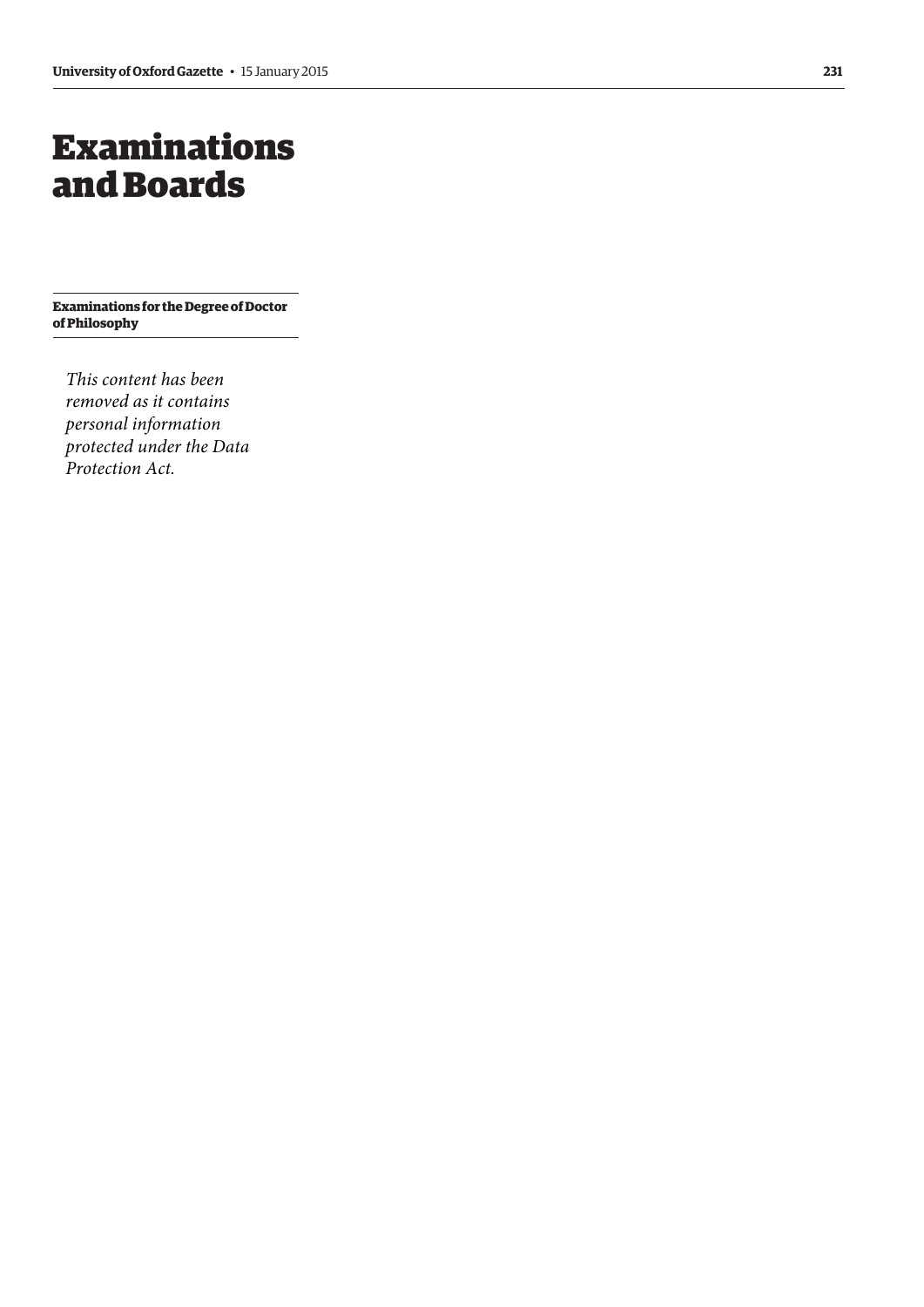# Examinations and Boards

## Examinations for the Degree of Doctor of Philosophy

*This content has been removed as it contains personal information protected under the Data Protection Act.*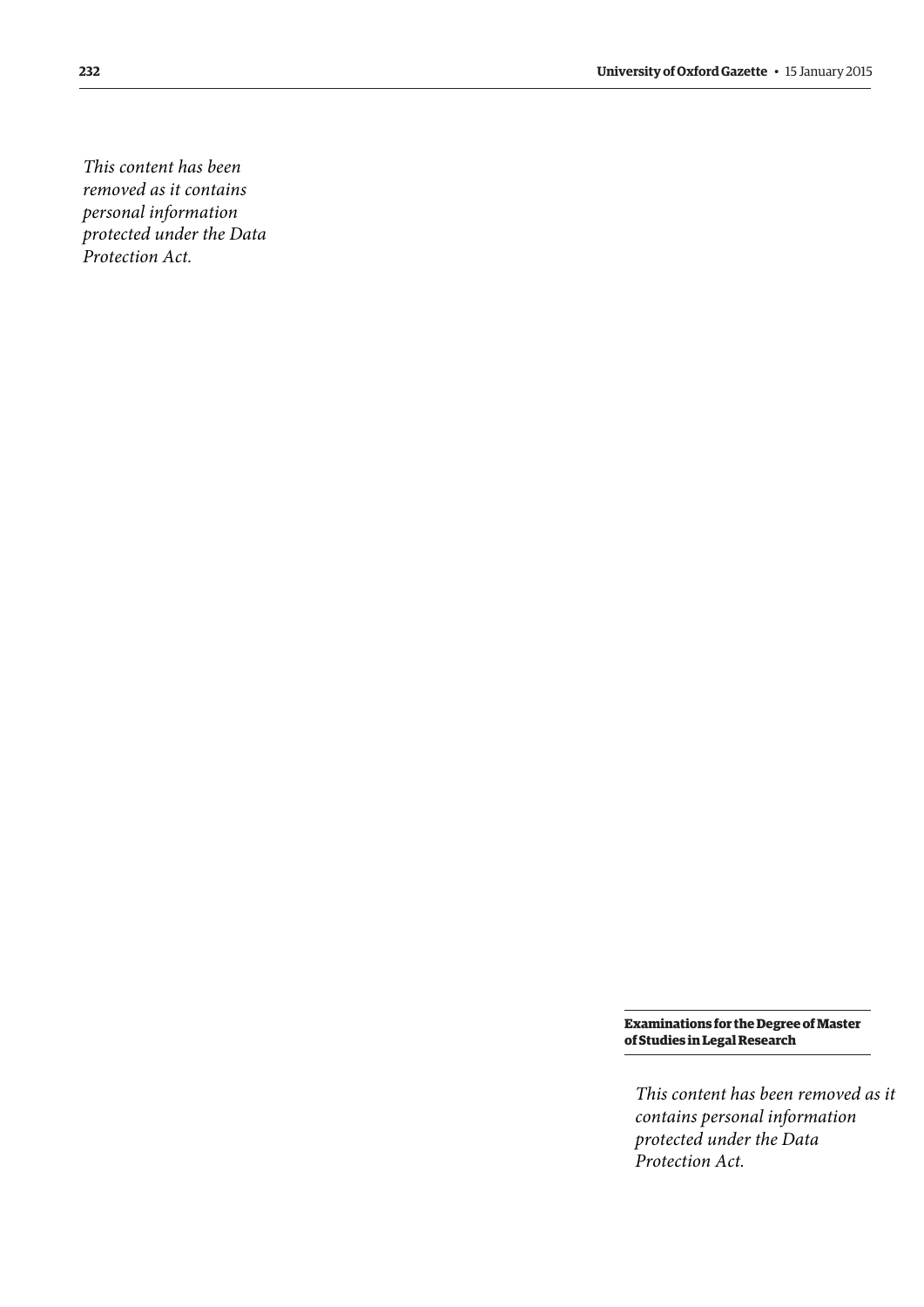*This content has been removed as it contains personal information protected under the Data Protection Act.*

### Examinations for the Degree of Master of Studies in Legal Research

*This content has been removed as it contains personal information protected under the Data Protection Act.*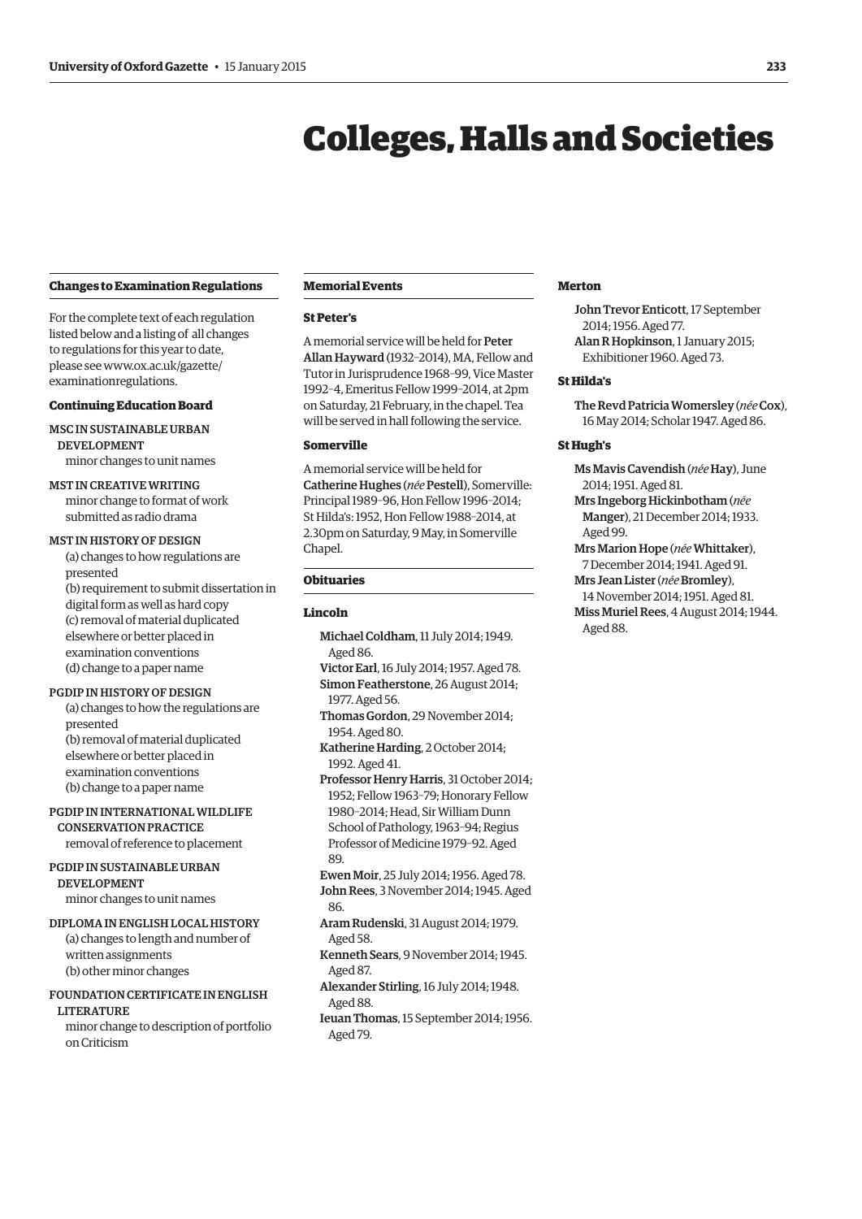# Colleges, Halls and Societies

## Changes to Examination Regulations

For the complete text of each regulation listed below and a listing of all changes to regulations for this year to date, please see www.ox.ac.uk/gazette/examinationregulations.

### Continuing Education Board

MSC IN SUSTAINABLE URBAN DEVELOPMENT
minor changes to unit names

MST IN CREATIVE WRITING
minor change to format of work submitted as radio drama

MST IN HISTORY OF DESIGN
(a) changes to how regulations are presented
(b) requirement to submit dissertation in digital form as well as hard copy
(c) removal of material duplicated elsewhere or better placed in examination conventions
(d) change to a paper name

PGDIP IN HISTORY OF DESIGN
(a) changes to how the regulations are presented
(b) removal of material duplicated elsewhere or better placed in examination conventions
(b) change to a paper name

PGDIP IN INTERNATIONAL WILDLIFE CONSERVATION PRACTICE
removal of reference to placement

PGDIP IN SUSTAINABLE URBAN DEVELOPMENT
minor changes to unit names

DIPLOMA IN ENGLISH LOCAL HISTORY
(a) changes to length and number of written assignments
(b) other minor changes

FOUNDATION CERTIFICATE IN ENGLISH LITERATURE
minor change to description of portfolio on Criticism

## Memorial Events

### St Peter's

A memorial service will be held for **Peter Allan Hayward** (1932–2014), MA, Fellow and Tutor in Jurisprudence 1968–99, Vice Master 1992–4, Emeritus Fellow 1999–2014, at 2pm on Saturday, 21 February, in the chapel. Tea will be served in hall following the service.

### Somerville

A memorial service will be held for **Catherine Hughes** (*née* **Pestell**), Somerville: Principal 1989–96, Hon Fellow 1996–2014; St Hilda's: 1952, Hon Fellow 1988–2014, at 2.30pm on Saturday, 9 May, in Somerville Chapel.

## Obituaries

### Lincoln

**Michael Coldham**, 11 July 2014; 1949. Aged 86.
**Victor Earl**, 16 July 2014; 1957. Aged 78.
**Simon Featherstone**, 26 August 2014; 1977. Aged 56.
**Thomas Gordon**, 29 November 2014; 1954. Aged 80.
**Katherine Harding**, 2 October 2014; 1992. Aged 41.
**Professor Henry Harris**, 31 October 2014; 1952; Fellow 1963–79; Honorary Fellow 1980–2014; Head, Sir William Dunn School of Pathology, 1963–94; Regius Professor of Medicine 1979–92. Aged 89.
**Ewen Moir**, 25 July 2014; 1956. Aged 78.
**John Rees**, 3 November 2014; 1945. Aged 86.
**Aram Rudenski**, 31 August 2014; 1979. Aged 58.
**Kenneth Sears**, 9 November 2014; 1945. Aged 87.
**Alexander Stirling**, 16 July 2014; 1948. Aged 88.
**Ieuan Thomas**, 15 September 2014; 1956. Aged 79.

### Merton

**John Trevor Enticott**, 17 September 2014; 1956. Aged 77.
**Alan R Hopkinson**, 1 January 2015; Exhibitioner 1960. Aged 73.

### St Hilda's

**The Revd Patricia Womersley** (*née* **Cox**), 16 May 2014; Scholar 1947. Aged 86.

### St Hugh's

**Ms Mavis Cavendish** (*née* **Hay**), June 2014; 1951. Aged 81.
**Mrs Ingeborg Hickinbotham** (*née* **Manger**), 21 December 2014; 1933. Aged 99.
**Mrs Marion Hope** (*née* **Whittaker**), 7 December 2014; 1941. Aged 91.
**Mrs Jean Lister** (*née* **Bromley**), 14 November 2014; 1951. Aged 81.
**Miss Muriel Rees**, 4 August 2014; 1944. Aged 88.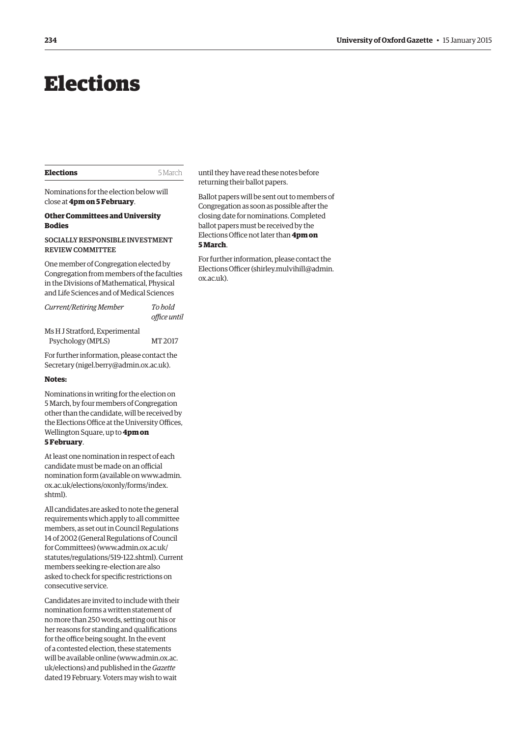# Elections

## Elections

5 March

Nominations for the election below will close at **4pm on 5 February**.

### Other Committees and University Bodies

SOCIALLY RESPONSIBLE INVESTMENT REVIEW COMMITTEE

One member of Congregation elected by Congregation from members of the faculties in the Divisions of Mathematical, Physical and Life Sciences and of Medical Sciences

| *Current/Retiring Member* | *To hold office until* |
| --- | --- |
| Ms H J Stratford, Experimental Psychology (MPLS) | MT 2017 |

For further information, please contact the Secretary (nigel.berry@admin.ox.ac.uk).

**Notes:**

Nominations in writing for the election on 5 March, by four members of Congregation other than the candidate, will be received by the Elections Office at the University Offices, Wellington Square, up to **4pm on 5 February**.

At least one nomination in respect of each candidate must be made on an official nomination form (available on www.admin.ox.ac.uk/elections/oxonly/forms/index.shtml).

All candidates are asked to note the general requirements which apply to all committee members, as set out in Council Regulations 14 of 2002 (General Regulations of Council for Committees) (www.admin.ox.ac.uk/statutes/regulations/519-122.shtml). Current members seeking re-election are also asked to check for specific restrictions on consecutive service.

Candidates are invited to include with their nomination forms a written statement of no more than 250 words, setting out his or her reasons for standing and qualifications for the office being sought. In the event of a contested election, these statements will be available online (www.admin.ox.ac.uk/elections) and published in the *Gazette* dated 19 February. Voters may wish to wait until they have read these notes before returning their ballot papers.

Ballot papers will be sent out to members of Congregation as soon as possible after the closing date for nominations. Completed ballot papers must be received by the Elections Office not later than **4pm on 5 March**.

For further information, please contact the Elections Officer (shirley.mulvihill@admin.ox.ac.uk).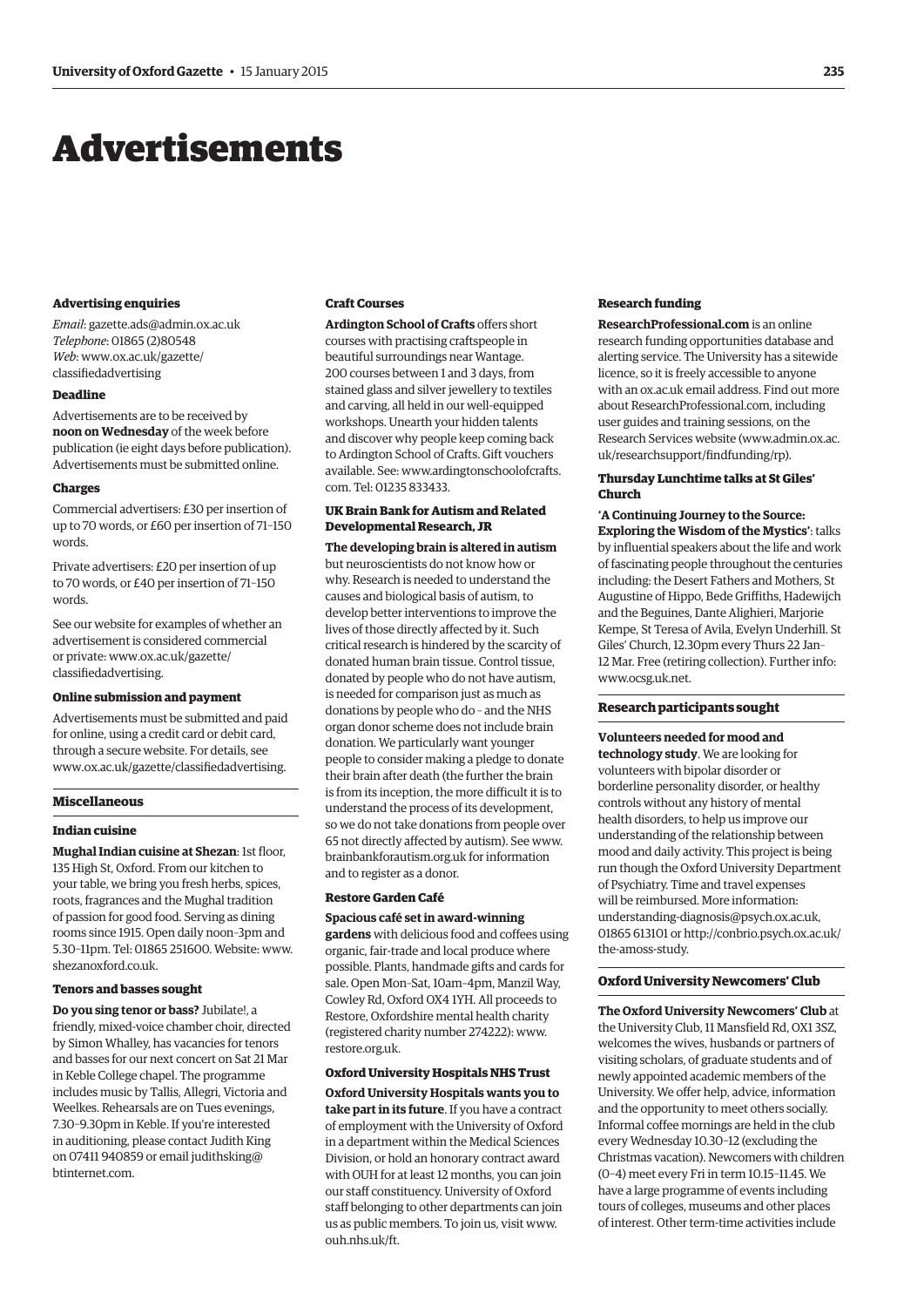# Advertisements

#### Advertising enquiries

*Email*: gazette.ads@admin.ox.ac.uk
*Telephone*: 01865 (2)80548
*Web*: www.ox.ac.uk/gazette/classifiedadvertising

#### Deadline

Advertisements are to be received by **noon on Wednesday** of the week before publication (ie eight days before publication). Advertisements must be submitted online.

#### Charges

Commercial advertisers: £30 per insertion of up to 70 words, or £60 per insertion of 71–150 words.

Private advertisers: £20 per insertion of up to 70 words, or £40 per insertion of 71–150 words.

See our website for examples of whether an advertisement is considered commercial or private: www.ox.ac.uk/gazette/classifiedadvertising.

#### Online submission and payment

Advertisements must be submitted and paid for online, using a credit card or debit card, through a secure website. For details, see www.ox.ac.uk/gazette/classifiedadvertising.

### Miscellaneous

#### Indian cuisine

**Mughal Indian cuisine at Shezan**: 1st floor, 135 High St, Oxford. From our kitchen to your table, we bring you fresh herbs, spices, roots, fragrances and the Mughal tradition of passion for good food. Serving as dining rooms since 1915. Open daily noon–3pm and 5.30–11pm. Tel: 01865 251600. Website: www.shezanoxford.co.uk.

#### Tenors and basses sought

**Do you sing tenor or bass?** Jubilate!, a friendly, mixed-voice chamber choir, directed by Simon Whalley, has vacancies for tenors and basses for our next concert on Sat 21 Mar in Keble College chapel. The programme includes music by Tallis, Allegri, Victoria and Weelkes. Rehearsals are on Tues evenings, 7.30–9.30pm in Keble. If you're interested in auditioning, please contact Judith King on 07411 940859 or email judithsking@btinternet.com.

#### Craft Courses

**Ardington School of Crafts** offers short courses with practising craftspeople in beautiful surroundings near Wantage. 200 courses between 1 and 3 days, from stained glass and silver jewellery to textiles and carving, all held in our well-equipped workshops. Unearth your hidden talents and discover why people keep coming back to Ardington School of Crafts. Gift vouchers available. See: www.ardingtonschoolofcrafts.com. Tel: 01235 833433.

#### UK Brain Bank for Autism and Related Developmental Research, JR

**The developing brain is altered in autism** but neuroscientists do not know how or why. Research is needed to understand the causes and biological basis of autism, to develop better interventions to improve the lives of those directly affected by it. Such critical research is hindered by the scarcity of donated human brain tissue. Control tissue, donated by people who do not have autism, is needed for comparison just as much as donations by people who do – and the NHS organ donor scheme does not include brain donation. We particularly want younger people to consider making a pledge to donate their brain after death (the further the brain is from its inception, the more difficult it is to understand the process of its development, so we do not take donations from people over 65 not directly affected by autism). See www.brainbankforautism.org.uk for information and to register as a donor.

#### Restore Garden Café

**Spacious café set in award-winning gardens** with delicious food and coffees using organic, fair-trade and local produce where possible. Plants, handmade gifts and cards for sale. Open Mon–Sat, 10am–4pm, Manzil Way, Cowley Rd, Oxford OX4 1YH. All proceeds to Restore, Oxfordshire mental health charity (registered charity number 274222): www.restore.org.uk.

#### Oxford University Hospitals NHS Trust

**Oxford University Hospitals wants you to take part in its future**. If you have a contract of employment with the University of Oxford in a department within the Medical Sciences Division, or hold an honorary contract award with OUH for at least 12 months, you can join our staff constituency. University of Oxford staff belonging to other departments can join us as public members. To join us, visit www.ouh.nhs.uk/ft.

#### Research funding

**ResearchProfessional.com** is an online research funding opportunities database and alerting service. The University has a sitewide licence, so it is freely accessible to anyone with an ox.ac.uk email address. Find out more about ResearchProfessional.com, including user guides and training sessions, on the Research Services website (www.admin.ox.ac.uk/researchsupport/findfunding/rp).

#### Thursday Lunchtime talks at St Giles' Church

**'A Continuing Journey to the Source: Exploring the Wisdom of the Mystics'**: talks by influential speakers about the life and work of fascinating people throughout the centuries including: the Desert Fathers and Mothers, St Augustine of Hippo, Bede Griffiths, Hadewijch and the Beguines, Dante Alighieri, Marjorie Kempe, St Teresa of Avila, Evelyn Underhill. St Giles' Church, 12.30pm every Thurs 22 Jan–12 Mar. Free (retiring collection). Further info: www.ocsg.uk.net.

### Research participants sought

**Volunteers needed for mood and technology study**. We are looking for volunteers with bipolar disorder or borderline personality disorder, or healthy controls without any history of mental health disorders, to help us improve our understanding of the relationship between mood and daily activity. This project is being run though the Oxford University Department of Psychiatry. Time and travel expenses will be reimbursed. More information: understanding-diagnosis@psych.ox.ac.uk, 01865 613101 or http://conbrio.psych.ox.ac.uk/the-amoss-study.

### Oxford University Newcomers' Club

**The Oxford University Newcomers' Club** at the University Club, 11 Mansfield Rd, OX1 3SZ, welcomes the wives, husbands or partners of visiting scholars, of graduate students and of newly appointed academic members of the University. We offer help, advice, information and the opportunity to meet others socially. Informal coffee mornings are held in the club every Wednesday 10.30–12 (excluding the Christmas vacation). Newcomers with children (0–4) meet every Fri in term 10.15–11.45. We have a large programme of events including tours of colleges, museums and other places of interest. Other term-time activities include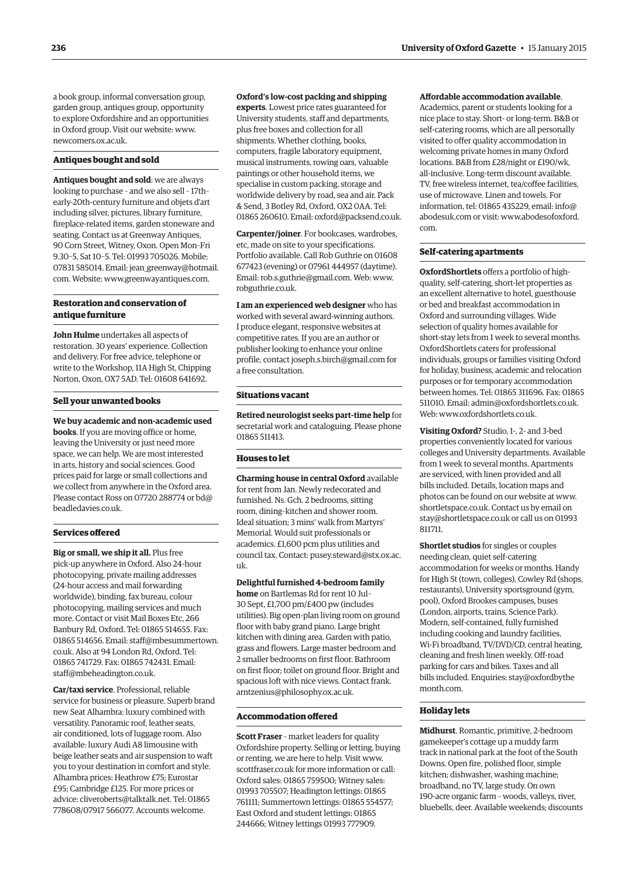a book group, informal conversation group, garden group, antiques group, opportunity to explore Oxfordshire and an opportunities in Oxford group. Visit our website: www.newcomers.ox.ac.uk.

### Antiques bought and sold

**Antiques bought and sold**: we are always looking to purchase – and we also sell – 17th–early-20th-century furniture and objets d'art including silver, pictures, library furniture, fireplace-related items, garden stoneware and seating. Contact us at Greenway Antiques, 90 Corn Street, Witney, Oxon. Open Mon–Fri 9.30–5, Sat 10–5. Tel: 01993 705026. Mobile: 07831 585014. Email: jean_greenway@hotmail.com. Website: www.greenwayantiques.com.

### Restoration and conservation of antique furniture

**John Hulme** undertakes all aspects of restoration. 30 years' experience. Collection and delivery. For free advice, telephone or write to the Workshop, 11A High St, Chipping Norton, Oxon, OX7 5AD. Tel: 01608 641692.

### Sell your unwanted books

**We buy academic and non-academic used books**. If you are moving office or home, leaving the University or just need more space, we can help. We are most interested in arts, history and social sciences. Good prices paid for large or small collections and we collect from anywhere in the Oxford area. Please contact Ross on 07720 288774 or bd@beadledavies.co.uk.

### Services offered

**Big or small, we ship it all.** Plus free pick-up anywhere in Oxford. Also 24-hour photocopying, private mailing addresses (24-hour access and mail forwarding worldwide), binding, fax bureau, colour photocopying, mailing services and much more. Contact or visit Mail Boxes Etc, 266 Banbury Rd, Oxford. Tel: 01865 514655. Fax: 01865 514656. Email: staff@mbesummertown.co.uk. Also at 94 London Rd, Oxford. Tel: 01865 741729. Fax: 01865 742431. Email: staff@mbeheadington.co.uk.

**Car/taxi service**. Professional, reliable service for business or pleasure. Superb brand new Seat Alhambra: luxury combined with versatility. Panoramic roof, leather seats, air conditioned, lots of luggage room. Also available: luxury Audi A8 limousine with beige leather seats and air suspension to waft you to your destination in comfort and style. Alhambra prices: Heathrow £75; Eurostar £95; Cambridge £125. For more prices or advice: cliveroberts@talktalk.net. Tel: 01865 778608/07917 566077. Accounts welcome.

**Oxford's low-cost packing and shipping experts**. Lowest price rates guaranteed for University students, staff and departments, plus free boxes and collection for all shipments. Whether clothing, books, computers, fragile laboratory equipment, musical instruments, rowing oars, valuable paintings or other household items, we specialise in custom packing, storage and worldwide delivery by road, sea and air. Pack & Send, 3 Botley Rd, Oxford, OX2 0AA. Tel: 01865 260610. Email: oxford@packsend.co.uk.

**Carpenter/joiner**. For bookcases, wardrobes, etc, made on site to your specifications. Portfolio available. Call Rob Guthrie on 01608 677423 (evening) or 07961 444957 (daytime). Email: rob.s.guthrie@gmail.com. Web: www.robguthrie.co.uk.

**I am an experienced web designer** who has worked with several award-winning authors. I produce elegant, responsive websites at competitive rates. If you are an author or publisher looking to enhance your online profile, contact joseph.s.birch@gmail.com for a free consultation.

### Situations vacant

**Retired neurologist seeks part-time help** for secretarial work and cataloguing. Please phone 01865 511413.

### Houses to let

**Charming house in central Oxford** available for rent from Jan. Newly redecorated and furnished. Ns. Gch. 2 bedrooms, sitting room, dining–kitchen and shower room. Ideal situation; 3 mins' walk from Martyrs' Memorial. Would suit professionals or academics. £1,600 pcm plus utilities and council tax. Contact: pusey.steward@stx.ox.ac.uk.

**Delightful furnished 4-bedroom family home** on Bartlemas Rd for rent 10 Jul–30 Sept, £1,700 pm/£400 pw (includes utilities). Big open-plan living room on ground floor with baby grand piano. Large bright kitchen with dining area. Garden with patio, grass and flowers. Large master bedroom and 2 smaller bedrooms on first floor. Bathroom on first floor; toilet on ground floor. Bright and spacious loft with nice views. Contact frank.arntzenius@philosophy.ox.ac.uk.

### Accommodation offered

**Scott Fraser** – market leaders for quality Oxfordshire property. Selling or letting, buying or renting, we are here to help. Visit www.scottfraser.co.uk for more information or call: Oxford sales: 01865 759500; Witney sales: 01993 705507; Headington lettings: 01865 761111; Summertown lettings: 01865 554577; East Oxford and student lettings: 01865 244666; Witney lettings 01993 777909.

**Affordable accommodation available**. Academics, parent or students looking for a nice place to stay. Short- or long-term. B&B or self-catering rooms, which are all personally visited to offer quality accommodation in welcoming private homes in many Oxford locations. B&B from £28/night or £190/wk, all-inclusive. Long-term discount available. TV, free wireless internet, tea/coffee facilities, use of microwave. Linen and towels. For information, tel: 01865 435229, email: info@abodesuk.com or visit: www.abodesofoxford.com.

### Self-catering apartments

**OxfordShortlets** offers a portfolio of high-quality, self-catering, short-let properties as an excellent alternative to hotel, guesthouse or bed and breakfast accommodation in Oxford and surrounding villages. Wide selection of quality homes available for short-stay lets from 1 week to several months. OxfordShortlets caters for professional individuals, groups or families visiting Oxford for holiday, business, academic and relocation purposes or for temporary accommodation between homes. Tel: 01865 311696. Fax: 01865 511010. Email: admin@oxfordshortlets.co.uk. Web: www.oxfordshortlets.co.uk.

**Visiting Oxford?** Studio, 1-, 2- and 3-bed properties conveniently located for various colleges and University departments. Available from 1 week to several months. Apartments are serviced, with linen provided and all bills included. Details, location maps and photos can be found on our website at www.shortletspace.co.uk. Contact us by email on stay@shortletspace.co.uk or call us on 01993 811711.

**Shortlet studios** for singles or couples needing clean, quiet self-catering accommodation for weeks or months. Handy for High St (town, colleges), Cowley Rd (shops, restaurants), University sportsground (gym, pool), Oxford Brookes campuses, buses (London, airports, trains, Science Park). Modern, self-contained, fully furnished including cooking and laundry facilities, Wi-Fi broadband, TV/DVD/CD, central heating, cleaning and fresh linen weekly. Off-road parking for cars and bikes. Taxes and all bills included. Enquiries: stay@oxfordbythemonth.com.

### Holiday lets

**Midhurst**. Romantic, primitive, 2-bedroom gamekeeper's cottage up a muddy farm track in national park at the foot of the South Downs. Open fire, polished floor, simple kitchen; dishwasher, washing machine; broadband, no TV, large study. On own 190-acre organic farm – woods, valleys, river, bluebells, deer. Available weekends; discounts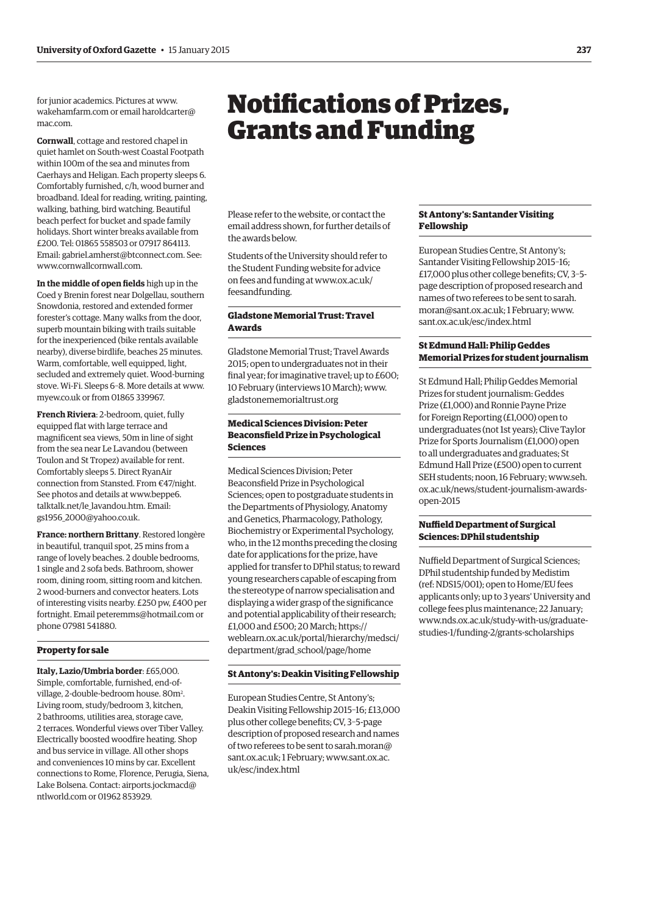for junior academics. Pictures at www.wakehamfarm.com or email haroldcarter@mac.com.

**Cornwall**, cottage and restored chapel in quiet hamlet on South-west Coastal Footpath within 100m of the sea and minutes from Caerhays and Heligan. Each property sleeps 6. Comfortably furnished, c/h, wood burner and broadband. Ideal for reading, writing, painting, walking, bathing, bird watching. Beautiful beach perfect for bucket and spade family holidays. Short winter breaks available from £200. Tel: 01865 558503 or 07917 864113. Email: gabriel.amherst@btconnect.com. See: www.cornwallcornwall.com.

**In the middle of open fields** high up in the Coed y Brenin forest near Dolgellau, southern Snowdonia, restored and extended former forester's cottage. Many walks from the door, superb mountain biking with trails suitable for the inexperienced (bike rentals available nearby), diverse birdlife, beaches 25 minutes. Warm, comfortable, well equipped, light, secluded and extremely quiet. Wood-burning stove. Wi-Fi. Sleeps 6–8. More details at www.myew.co.uk or from 01865 339967.

**French Riviera**: 2-bedroom, quiet, fully equipped flat with large terrace and magnificent sea views, 50m in line of sight from the sea near Le Lavandou (between Toulon and St Tropez) available for rent. Comfortably sleeps 5. Direct RyanAir connection from Stansted. From €47/night. See photos and details at www.beppe6.talktalk.net/le_lavandou.htm. Email: gs1956_2000@yahoo.co.uk.

**France: northern Brittany**. Restored longère in beautiful, tranquil spot, 25 mins from a range of lovely beaches. 2 double bedrooms, 1 single and 2 sofa beds. Bathroom, shower room, dining room, sitting room and kitchen. 2 wood-burners and convector heaters. Lots of interesting visits nearby. £250 pw, £400 per fortnight. Email peteremms@hotmail.com or phone 07981 541880.

### Property for sale

**Italy, Lazio/Umbria border**: £65,000. Simple, comfortable, furnished, end-of-village, 2-double-bedroom house. 80m². Living room, study/bedroom 3, kitchen, 2 bathrooms, utilities area, storage cave, 2 terraces. Wonderful views over Tiber Valley. Electrically boosted woodfire heating. Shop and bus service in village. All other shops and conveniences 10 mins by car. Excellent connections to Rome, Florence, Perugia, Siena, Lake Bolsena. Contact: airports.jockmacd@ntlworld.com or 01962 853929.

# Notifications of Prizes, Grants and Funding

Please refer to the website, or contact the email address shown, for further details of the awards below.

Students of the University should refer to the Student Funding website for advice on fees and funding at www.ox.ac.uk/feesandfunding.

### Gladstone Memorial Trust: Travel Awards

Gladstone Memorial Trust; Travel Awards 2015; open to undergraduates not in their final year; for imaginative travel; up to £600; 10 February (interviews 10 March); www.gladstonememorialtrust.org

### Medical Sciences Division: Peter Beaconsfield Prize in Psychological Sciences

Medical Sciences Division; Peter Beaconsfield Prize in Psychological Sciences; open to postgraduate students in the Departments of Physiology, Anatomy and Genetics, Pharmacology, Pathology, Biochemistry or Experimental Psychology, who, in the 12 months preceding the closing date for applications for the prize, have applied for transfer to DPhil status; to reward young researchers capable of escaping from the stereotype of narrow specialisation and displaying a wider grasp of the significance and potential applicability of their research; £1,000 and £500; 20 March; https://weblearn.ox.ac.uk/portal/hierarchy/medsci/department/grad_school/page/home

### St Antony's: Deakin Visiting Fellowship

European Studies Centre, St Antony's; Deakin Visiting Fellowship 2015–16; £13,000 plus other college benefits; CV, 3–5-page description of proposed research and names of two referees to be sent to sarah.moran@sant.ox.ac.uk; 1 February; www.sant.ox.ac.uk/esc/index.html

### St Antony's: Santander Visiting Fellowship

European Studies Centre, St Antony's; Santander Visiting Fellowship 2015–16; £17,000 plus other college benefits; CV, 3–5-page description of proposed research and names of two referees to be sent to sarah.moran@sant.ox.ac.uk; 1 February; www.sant.ox.ac.uk/esc/index.html

### St Edmund Hall: Philip Geddes Memorial Prizes for student journalism

St Edmund Hall; Philip Geddes Memorial Prizes for student journalism: Geddes Prize (£1,000) and Ronnie Payne Prize for Foreign Reporting (£1,000) open to undergraduates (not 1st years); Clive Taylor Prize for Sports Journalism (£1,000) open to all undergraduates and graduates; St Edmund Hall Prize (£500) open to current SEH students; noon, 16 February; www.seh.ox.ac.uk/news/student-journalism-awards-open-2015

### Nuffield Department of Surgical Sciences: DPhil studentship

Nuffield Department of Surgical Sciences; DPhil studentship funded by Medistim (ref: NDS15/001); open to Home/EU fees applicants only; up to 3 years' University and college fees plus maintenance; 22 January; www.nds.ox.ac.uk/study-with-us/graduate-studies-1/funding-2/grants-scholarships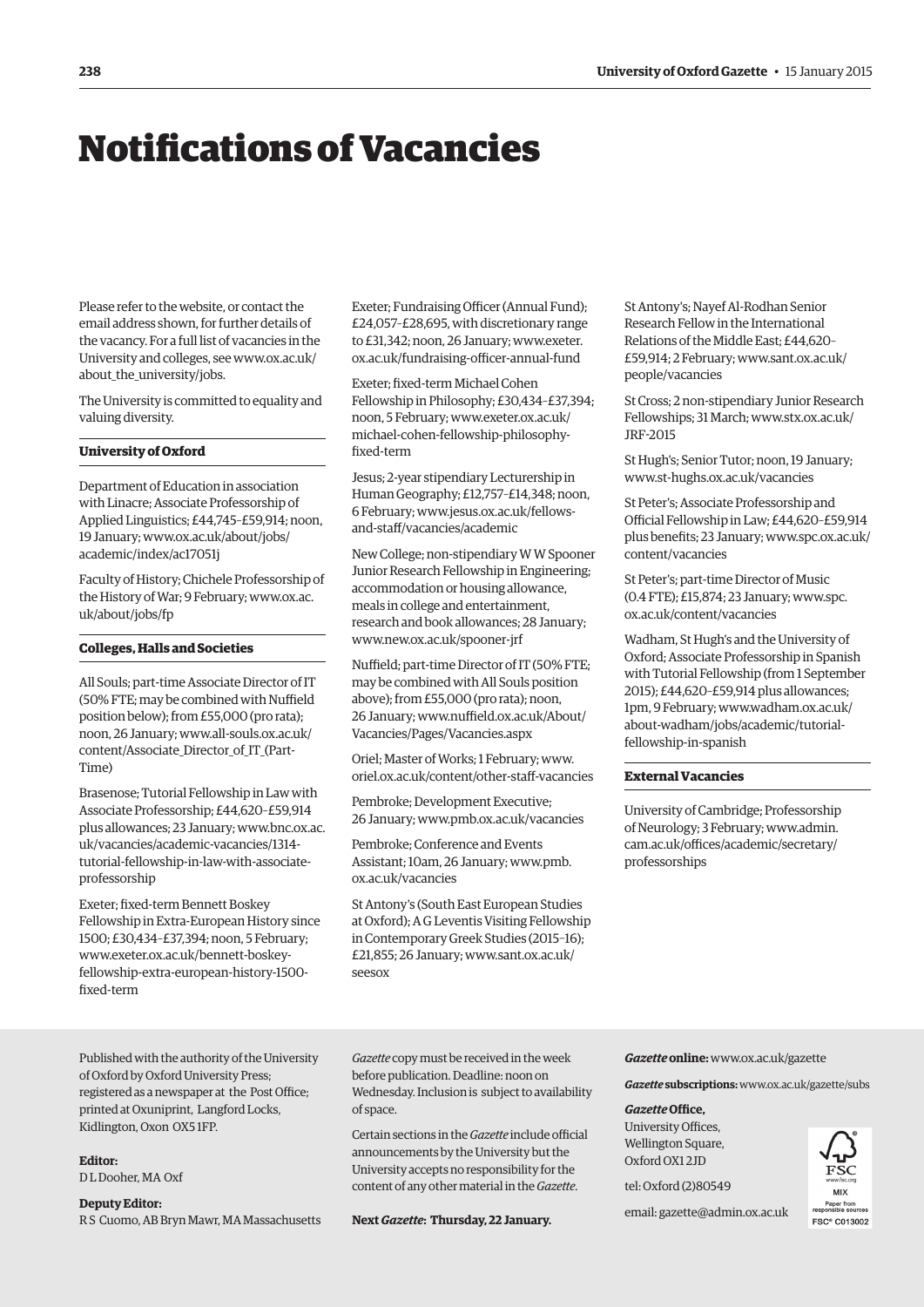# Notifications of Vacancies

Please refer to the website, or contact the email address shown, for further details of the vacancy. For a full list of vacancies in the University and colleges, see www.ox.ac.uk/about_the_university/jobs.

The University is committed to equality and valuing diversity.

### University of Oxford

Department of Education in association with Linacre; Associate Professorship of Applied Linguistics; £44,745–£59,914; noon, 19 January; www.ox.ac.uk/about/jobs/academic/index/ac17051j

Faculty of History; Chichele Professorship of the History of War; 9 February; www.ox.ac.uk/about/jobs/fp

### Colleges, Halls and Societies

All Souls; part-time Associate Director of IT (50% FTE; may be combined with Nuffield position below); from £55,000 (pro rata); noon, 26 January; www.all-souls.ox.ac.uk/content/Associate_Director_of_IT_(Part-Time)

Brasenose; Tutorial Fellowship in Law with Associate Professorship; £44,620–£59,914 plus allowances; 23 January; www.bnc.ox.ac.uk/vacancies/academic-vacancies/1314-tutorial-fellowship-in-law-with-associate-professorship

Exeter; fixed-term Bennett Boskey Fellowship in Extra-European History since 1500; £30,434–£37,394; noon, 5 February; www.exeter.ox.ac.uk/bennett-boskey-fellowship-extra-european-history-1500-fixed-term

Exeter; Fundraising Officer (Annual Fund); £24,057–£28,695, with discretionary range to £31,342; noon, 26 January; www.exeter.ox.ac.uk/fundraising-officer-annual-fund

Exeter; fixed-term Michael Cohen Fellowship in Philosophy; £30,434–£37,394; noon, 5 February; www.exeter.ox.ac.uk/michael-cohen-fellowship-philosophy-fixed-term

Jesus; 2-year stipendiary Lecturership in Human Geography; £12,757–£14,348; noon, 6 February; www.jesus.ox.ac.uk/fellows-and-staff/vacancies/academic

New College; non-stipendiary W W Spooner Junior Research Fellowship in Engineering; accommodation or housing allowance, meals in college and entertainment, research and book allowances; 28 January; www.new.ox.ac.uk/spooner-jrf

Nuffield; part-time Director of IT (50% FTE; may be combined with All Souls position above); from £55,000 (pro rata); noon, 26 January; www.nuffield.ox.ac.uk/About/Vacancies/Pages/Vacancies.aspx

Oriel; Master of Works; 1 February; www.oriel.ox.ac.uk/content/other-staff-vacancies

Pembroke; Development Executive; 26 January; www.pmb.ox.ac.uk/vacancies

Pembroke; Conference and Events Assistant; 10am, 26 January; www.pmb.ox.ac.uk/vacancies

St Antony's (South East European Studies at Oxford); A G Leventis Visiting Fellowship in Contemporary Greek Studies (2015–16); £21,855; 26 January; www.sant.ox.ac.uk/seesox

St Antony's; Nayef Al-Rodhan Senior Research Fellow in the International Relations of the Middle East; £44,620–£59,914; 2 February; www.sant.ox.ac.uk/people/vacancies

St Cross; 2 non-stipendiary Junior Research Fellowships; 31 March; www.stx.ox.ac.uk/JRF-2015

St Hugh's; Senior Tutor; noon, 19 January; www.st-hughs.ox.ac.uk/vacancies

St Peter's; Associate Professorship and Official Fellowship in Law; £44,620–£59,914 plus benefits; 23 January; www.spc.ox.ac.uk/content/vacancies

St Peter's; part-time Director of Music (0.4 FTE); £15,874; 23 January; www.spc.ox.ac.uk/content/vacancies

Wadham, St Hugh's and the University of Oxford; Associate Professorship in Spanish with Tutorial Fellowship (from 1 September 2015); £44,620–£59,914 plus allowances; 1pm, 9 February; www.wadham.ox.ac.uk/about-wadham/jobs/academic/tutorial-fellowship-in-spanish

### External Vacancies

University of Cambridge; Professorship of Neurology; 3 February; www.admin.cam.ac.uk/offices/academic/secretary/professorships

---

Published with the authority of the University of Oxford by Oxford University Press; registered as a newspaper at the Post Office; printed at Oxuniprint, Langford Locks, Kidlington, Oxon OX5 1FP.

**Editor:**
D L Dooher, MA Oxf

**Deputy Editor:**
R S Cuomo, AB Bryn Mawr, MA Massachusetts

*Gazette* copy must be received in the week before publication. Deadline: noon on Wednesday. Inclusion is subject to availability of space.

Certain sections in the *Gazette* include official announcements by the University but the University accepts no responsibility for the content of any other material in the *Gazette*.

**Next *Gazette*: Thursday, 22 January.**

***Gazette* online:** www.ox.ac.uk/gazette

***Gazette* subscriptions:** www.ox.ac.uk/gazette/subs

***Gazette* Office,**
University Offices,
Wellington Square,
Oxford OX1 2JD

tel: Oxford (2)80549

email: gazette@admin.ox.ac.uk